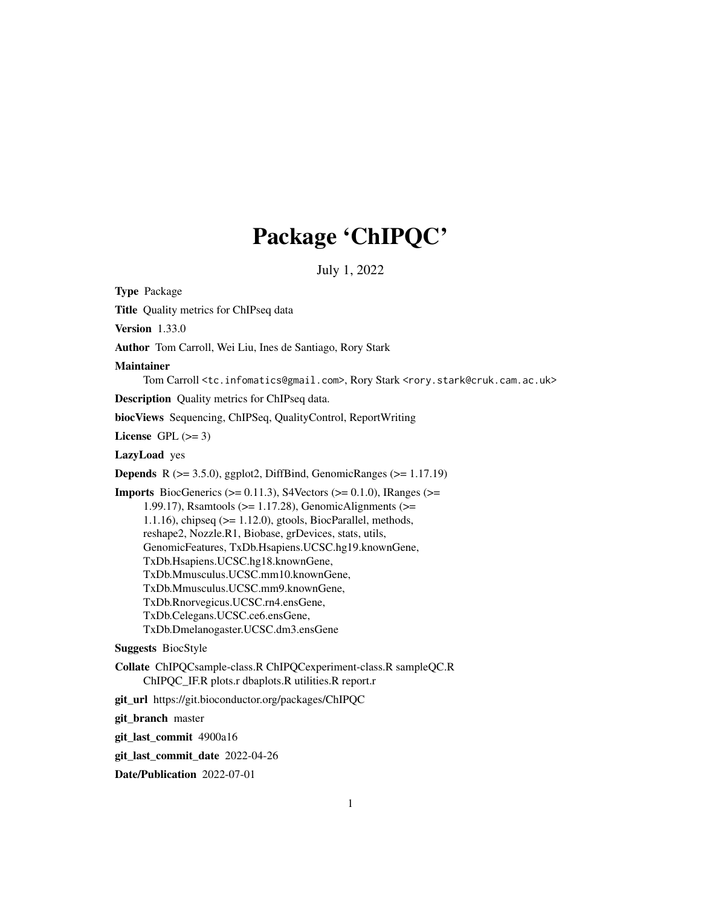# Package 'ChIPQC'

July 1, 2022

**Type** Package

**Title** Quality metrics for ChIPseq data

**Version** 1.33.0

**Author** Tom Carroll, Wei Liu, Ines de Santiago, Rory Stark

**Maintainer** Tom Carroll <tc.infomatics@gmail.com>, Rory Stark <rory.stark@cruk.cam.ac.uk>

**Description** Quality metrics for ChIPseq data.

**biocViews** Sequencing, ChIPSeq, QualityControl, ReportWriting

**License** GPL (>= 3)

**LazyLoad** yes

**Depends** R (>= 3.5.0), ggplot2, DiffBind, GenomicRanges (>= 1.17.19)

**Imports** BiocGenerics (>= 0.11.3), S4Vectors (>= 0.1.0), IRanges (>= 1.99.17), Rsamtools (>= 1.17.28), GenomicAlignments (>= 1.1.16), chipseq (>= 1.12.0), gtools, BiocParallel, methods, reshape2, Nozzle.R1, Biobase, grDevices, stats, utils, GenomicFeatures, TxDb.Hsapiens.UCSC.hg19.knownGene, TxDb.Hsapiens.UCSC.hg18.knownGene, TxDb.Mmusculus.UCSC.mm10.knownGene, TxDb.Mmusculus.UCSC.mm9.knownGene, TxDb.Rnorvegicus.UCSC.rn4.ensGene, TxDb.Celegans.UCSC.ce6.ensGene, TxDb.Dmelanogaster.UCSC.dm3.ensGene

**Suggests** BiocStyle

**Collate** ChIPQCsample-class.R ChIPQCexperiment-class.R sampleQC.R ChIPQC_IF.R plots.r dbaplots.R utilities.R report.r

**git_url** https://git.bioconductor.org/packages/ChIPQC

**git_branch** master

**git_last_commit** 4900a16

**git_last_commit_date** 2022-04-26

**Date/Publication** 2022-07-01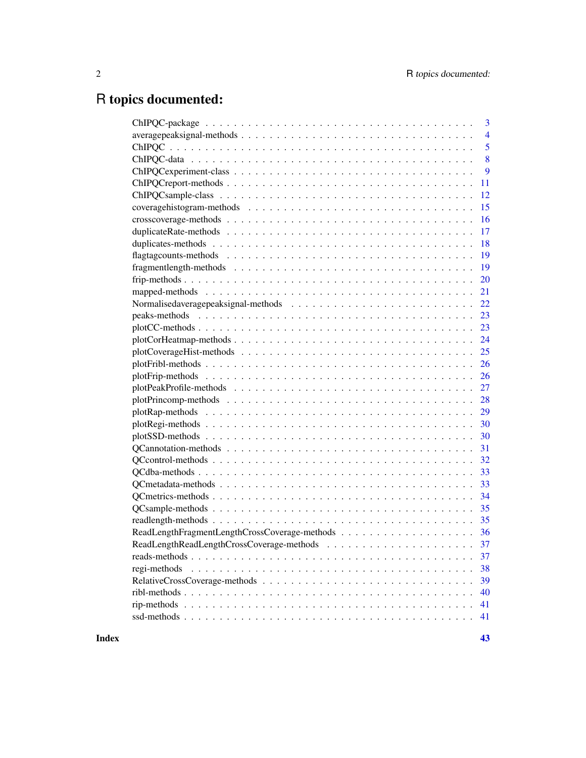# R topics documented:

| | |
|---|---|
| ChIPQC-package | 3 |
| averagepeaksignal-methods | 4 |
| ChIPQC | 5 |
| ChIPQC-data | 8 |
| ChIPQCexperiment-class | 9 |
| ChIPQCreport-methods | 11 |
| ChIPQCsample-class | 12 |
| coveragehistogram-methods | 15 |
| crosscoverage-methods | 16 |
| duplicateRate-methods | 17 |
| duplicates-methods | 18 |
| flagtagcounts-methods | 19 |
| fragmentlength-methods | 19 |
| frip-methods | 20 |
| mapped-methods | 21 |
| Normalisedaveragepeaksignal-methods | 22 |
| peaks-methods | 23 |
| plotCC-methods | 23 |
| plotCorHeatmap-methods | 24 |
| plotCoverageHist-methods | 25 |
| plotFribl-methods | 26 |
| plotFrip-methods | 26 |
| plotPeakProfile-methods | 27 |
| plotPrincomp-methods | 28 |
| plotRap-methods | 29 |
| plotRegi-methods | 30 |
| plotSSD-methods | 30 |
| QCannotation-methods | 31 |
| QCcontrol-methods | 32 |
| QCdba-methods | 33 |
| QCmetadata-methods | 33 |
| QCmetrics-methods | 34 |
| QCsample-methods | 35 |
| readlength-methods | 35 |
| ReadLengthFragmentLengthCrossCoverage-methods | 36 |
| ReadLengthReadLengthCrossCoverage-methods | 37 |
| reads-methods | 37 |
| regi-methods | 38 |
| RelativeCrossCoverage-methods | 39 |
| ribl-methods | 40 |
| rip-methods | 41 |
| ssd-methods | 41 |

**Index** **43**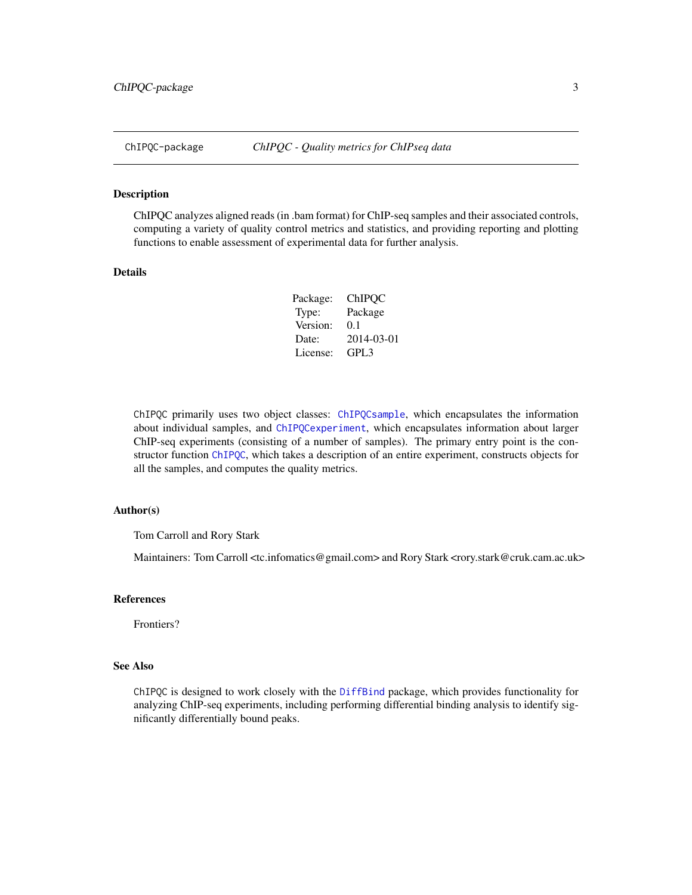ChIPQC-package *ChIPQC - Quality metrics for ChIPseq data*

## Description

ChIPQC analyzes aligned reads (in .bam format) for ChIP-seq samples and their associated controls, computing a variety of quality control metrics and statistics, and providing reporting and plotting functions to enable assessment of experimental data for further analysis.

## Details

| | |
|---|---|
| Package: | ChIPQC |
| Type: | Package |
| Version: | 0.1 |
| Date: | 2014-03-01 |
| License: | GPL3 |

`ChIPQC` primarily uses two object classes: `ChIPQCsample`, which encapsulates the information about individual samples, and `ChIPQCexperiment`, which encapsulates information about larger ChIP-seq experiments (consisting of a number of samples). The primary entry point is the constructor function `ChIPQC`, which takes a description of an entire experiment, constructs objects for all the samples, and computes the quality metrics.

## Author(s)

Tom Carroll and Rory Stark

Maintainers: Tom Carroll <tc.infomatics@gmail.com> and Rory Stark <rory.stark@cruk.cam.ac.uk>

## References

Frontiers?

## See Also

`ChIPQC` is designed to work closely with the `DiffBind` package, which provides functionality for analyzing ChIP-seq experiments, including performing differential binding analysis to identify significantly differentially bound peaks.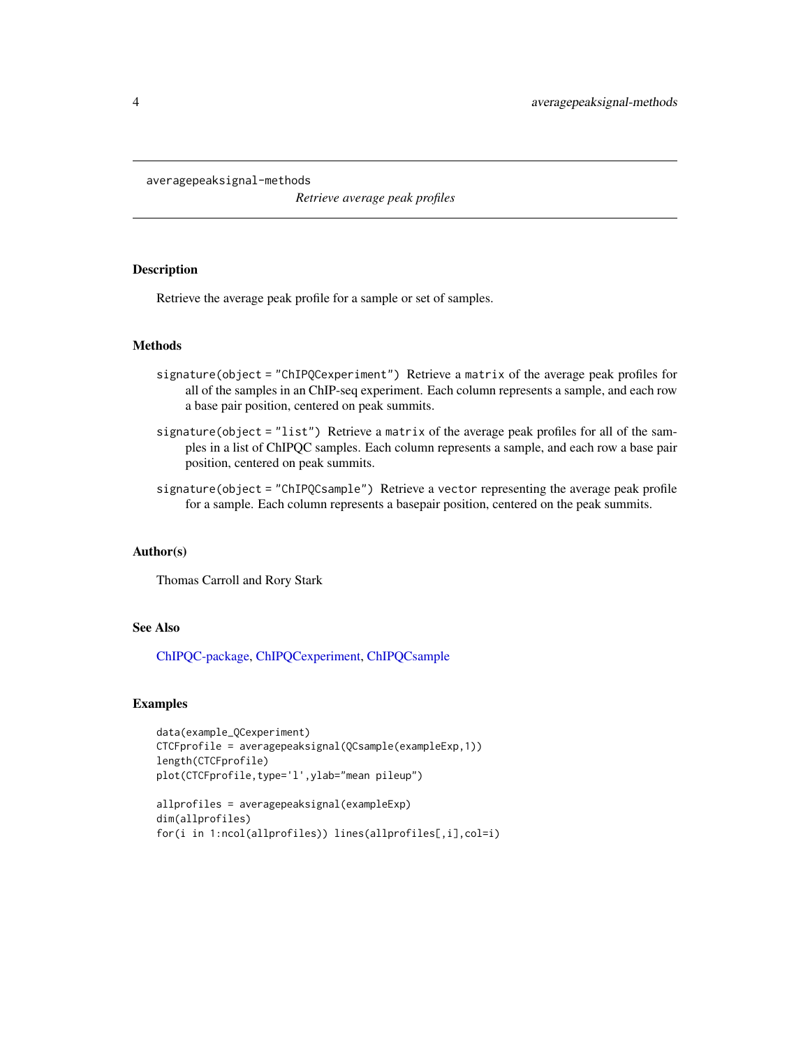averagepeaksignal-methods

*Retrieve average peak profiles*

## Description

Retrieve the average peak profile for a sample or set of samples.

## Methods

`signature(object = "ChIPQCexperiment")` Retrieve a `matrix` of the average peak profiles for all of the samples in an ChIP-seq experiment. Each column represents a sample, and each row a base pair position, centered on peak summits.

`signature(object = "list")` Retrieve a `matrix` of the average peak profiles for all of the samples in a list of ChIPQC samples. Each column represents a sample, and each row a base pair position, centered on peak summits.

`signature(object = "ChIPQCsample")` Retrieve a `vector` representing the average peak profile for a sample. Each column represents a basepair position, centered on the peak summits.

## Author(s)

Thomas Carroll and Rory Stark

## See Also

ChIPQC-package, ChIPQCexperiment, ChIPQCsample

## Examples

```
data(example_QCexperiment)
CTCFprofile = averagepeaksignal(QCsample(exampleExp,1))
length(CTCFprofile)
plot(CTCFprofile,type='l',ylab="mean pileup")

allprofiles = averagepeaksignal(exampleExp)
dim(allprofiles)
for(i in 1:ncol(allprofiles)) lines(allprofiles[,i],col=i)
```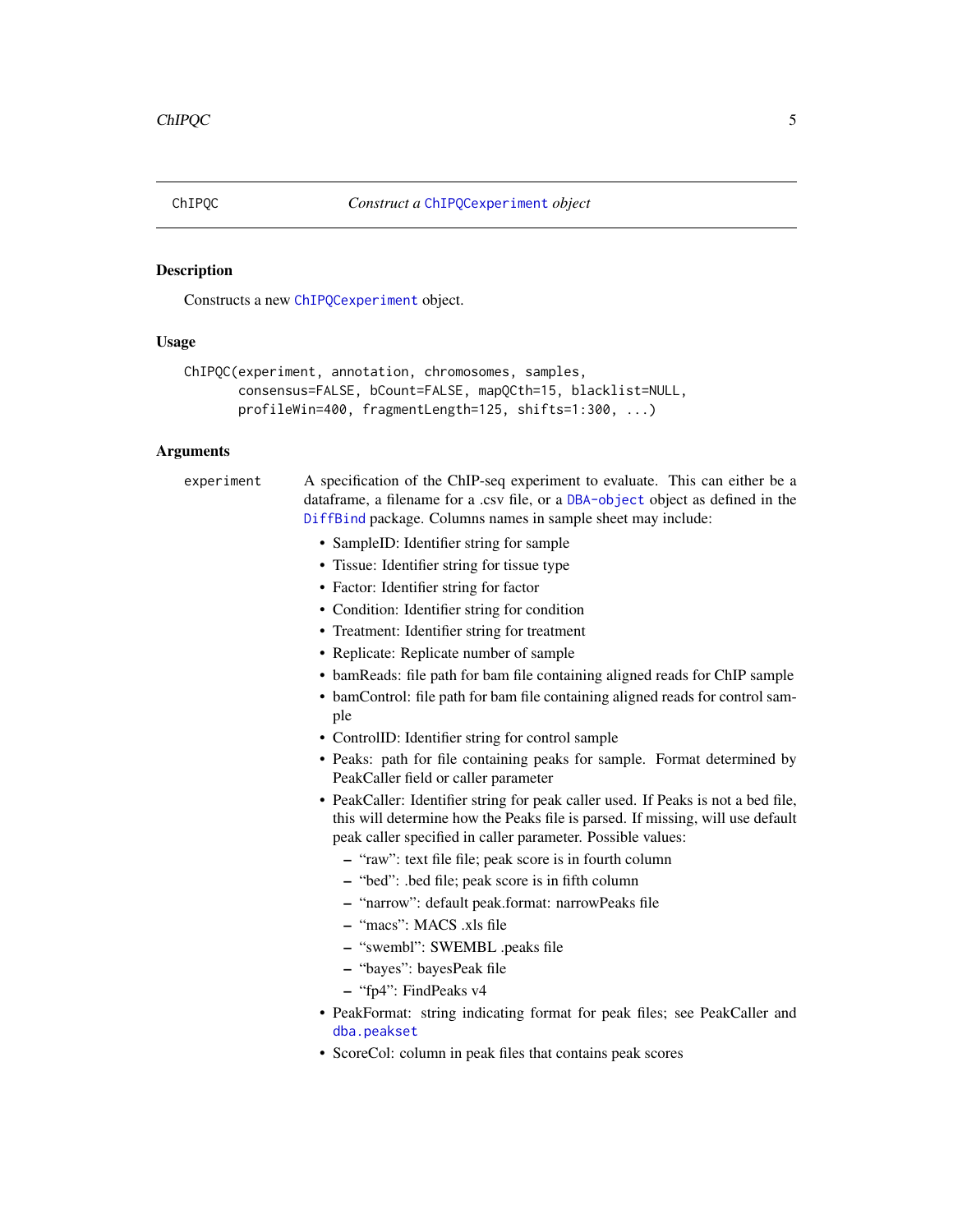## ChIPQC — *Construct a ChIPQCexperiment object*

### Description

Constructs a new ChIPQCexperiment object.

### Usage

```
ChIPQC(experiment, annotation, chromosomes, samples,
       consensus=FALSE, bCount=FALSE, mapQCth=15, blacklist=NULL,
       profileWin=400, fragmentLength=125, shifts=1:300, ...)
```

### Arguments

**experiment** — A specification of the ChIP-seq experiment to evaluate. This can either be a dataframe, a filename for a .csv file, or a DBA-object object as defined in the DiffBind package. Columns names in sample sheet may include:

- SampleID: Identifier string for sample
- Tissue: Identifier string for tissue type
- Factor: Identifier string for factor
- Condition: Identifier string for condition
- Treatment: Identifier string for treatment
- Replicate: Replicate number of sample
- bamReads: file path for bam file containing aligned reads for ChIP sample
- bamControl: file path for bam file containing aligned reads for control sample
- ControlID: Identifier string for control sample
- Peaks: path for file containing peaks for sample. Format determined by PeakCaller field or caller parameter
- PeakCaller: Identifier string for peak caller used. If Peaks is not a bed file, this will determine how the Peaks file is parsed. If missing, will use default peak caller specified in caller parameter. Possible values:
  - "raw": text file file; peak score is in fourth column
  - "bed": .bed file; peak score is in fifth column
  - "narrow": default peak.format: narrowPeaks file
  - "macs": MACS .xls file
  - "swembl": SWEMBL .peaks file
  - "bayes": bayesPeak file
  - "fp4": FindPeaks v4
- PeakFormat: string indicating format for peak files; see PeakCaller and dba.peakset
- ScoreCol: column in peak files that contains peak scores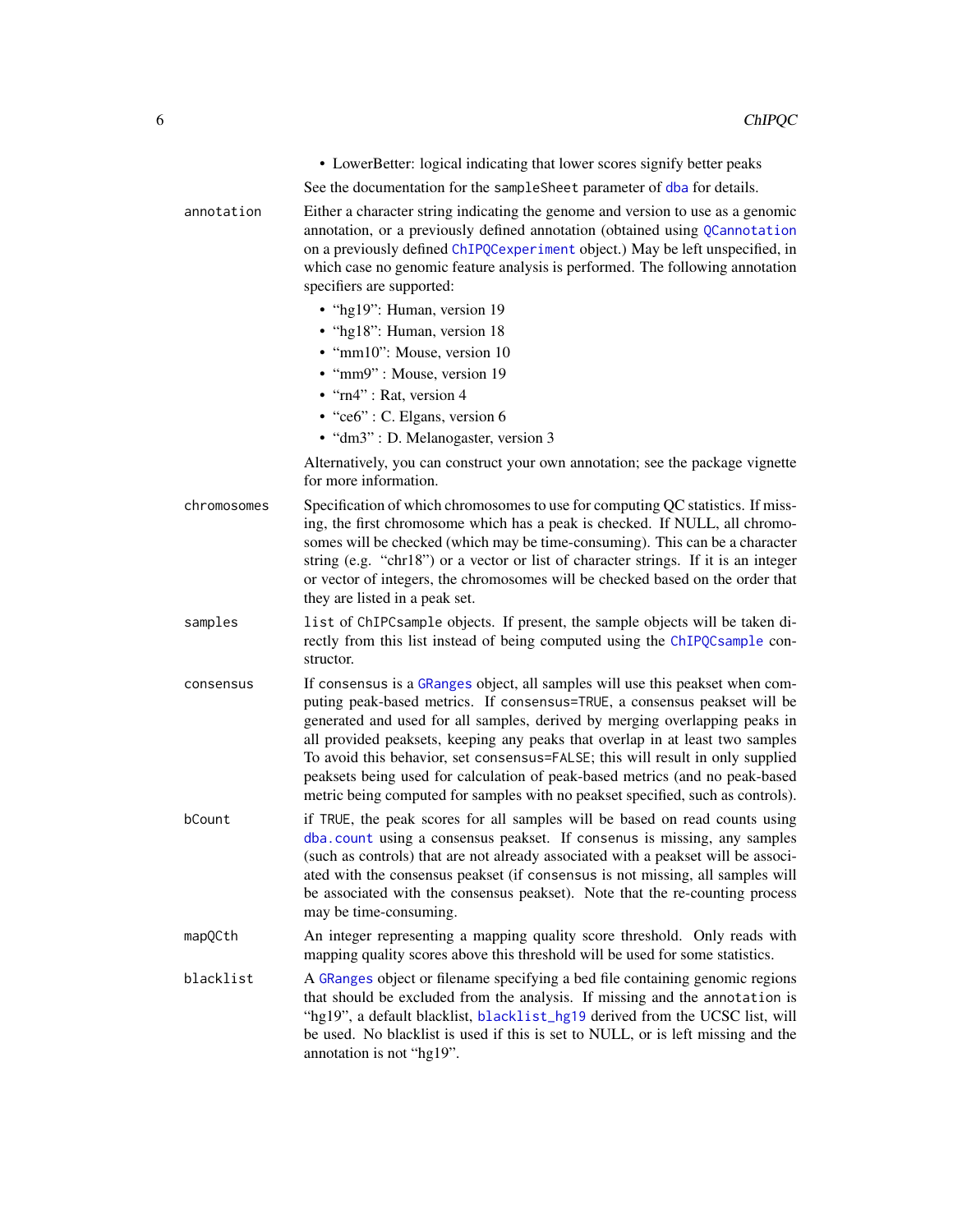- LowerBetter: logical indicating that lower scores signify better peaks

See the documentation for the `sampleSheet` parameter of `dba` for details.

`annotation`
: Either a character string indicating the genome and version to use as a genomic annotation, or a previously defined annotation (obtained using `QCannotation` on a previously defined `ChIPQCexperiment` object.) May be left unspecified, in which case no genomic feature analysis is performed. The following annotation specifiers are supported:

  - "hg19": Human, version 19
  - "hg18": Human, version 18
  - "mm10": Mouse, version 10
  - "mm9" : Mouse, version 19
  - "rn4" : Rat, version 4
  - "ce6" : C. Elgans, version 6
  - "dm3" : D. Melanogaster, version 3

  Alternatively, you can construct your own annotation; see the package vignette for more information.

`chromosomes`
: Specification of which chromosomes to use for computing QC statistics. If missing, the first chromosome which has a peak is checked. If NULL, all chromosomes will be checked (which may be time-consuming). This can be a character string (e.g. "chr18") or a vector or list of character strings. If it is an integer or vector of integers, the chromosomes will be checked based on the order that they are listed in a peak set.

`samples`
: `list` of `ChIPCsample` objects. If present, the sample objects will be taken directly from this list instead of being computed using the `ChIPQCsample` constructor.

`consensus`
: If `consensus` is a `GRanges` object, all samples will use this peakset when computing peak-based metrics. If `consensus=TRUE`, a consensus peakset will be generated and used for all samples, derived by merging overlapping peaks in all provided peaksets, keeping any peaks that overlap in at least two samples To avoid this behavior, set `consensus=FALSE`; this will result in only supplied peaksets being used for calculation of peak-based metrics (and no peak-based metric being computed for samples with no peakset specified, such as controls).

`bCount`
: if `TRUE`, the peak scores for all samples will be based on read counts using `dba.count` using a consensus peakset. If `consenus` is missing, any samples (such as controls) that are not already associated with a peakset will be associated with the consensus peakset (if `consensus` is not missing, all samples will be associated with the consensus peakset). Note that the re-counting process may be time-consuming.

`mapQCth`
: An integer representing a mapping quality score threshold. Only reads with mapping quality scores above this threshold will be used for some statistics.

`blacklist`
: A `GRanges` object or filename specifying a bed file containing genomic regions that should be excluded from the analysis. If missing and the `annotation` is "hg19", a default blacklist, `blacklist_hg19` derived from the UCSC list, will be used. No blacklist is used if this is set to NULL, or is left missing and the annotation is not "hg19".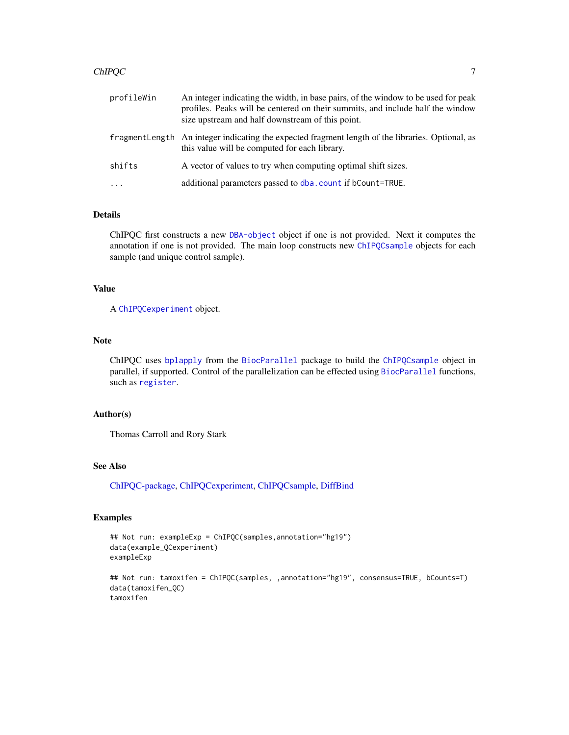| | |
|---|---|
| profileWin | An integer indicating the width, in base pairs, of the window to be used for peak profiles. Peaks will be centered on their summits, and include half the window size upstream and half downstream of this point. |
| fragmentLength | An integer indicating the expected fragment length of the libraries. Optional, as this value will be computed for each library. |
| shifts | A vector of values to try when computing optimal shift sizes. |
| ... | additional parameters passed to dba.count if bCount=TRUE. |

## Details

ChIPQC first constructs a new DBA-object object if one is not provided. Next it computes the annotation if one is not provided. The main loop constructs new ChIPQCsample objects for each sample (and unique control sample).

## Value

A ChIPQCexperiment object.

## Note

ChIPQC uses bplapply from the BiocParallel package to build the ChIPQCsample object in parallel, if supported. Control of the parallelization can be effected using BiocParallel functions, such as register.

## Author(s)

Thomas Carroll and Rory Stark

## See Also

ChIPQC-package, ChIPQCexperiment, ChIPQCsample, DiffBind

## Examples

```
## Not run: exampleExp = ChIPQC(samples,annotation="hg19")
data(example_QCexperiment)
exampleExp

## Not run: tamoxifen = ChIPQC(samples, ,annotation="hg19", consensus=TRUE, bCounts=T)
data(tamoxifen_QC)
tamoxifen
```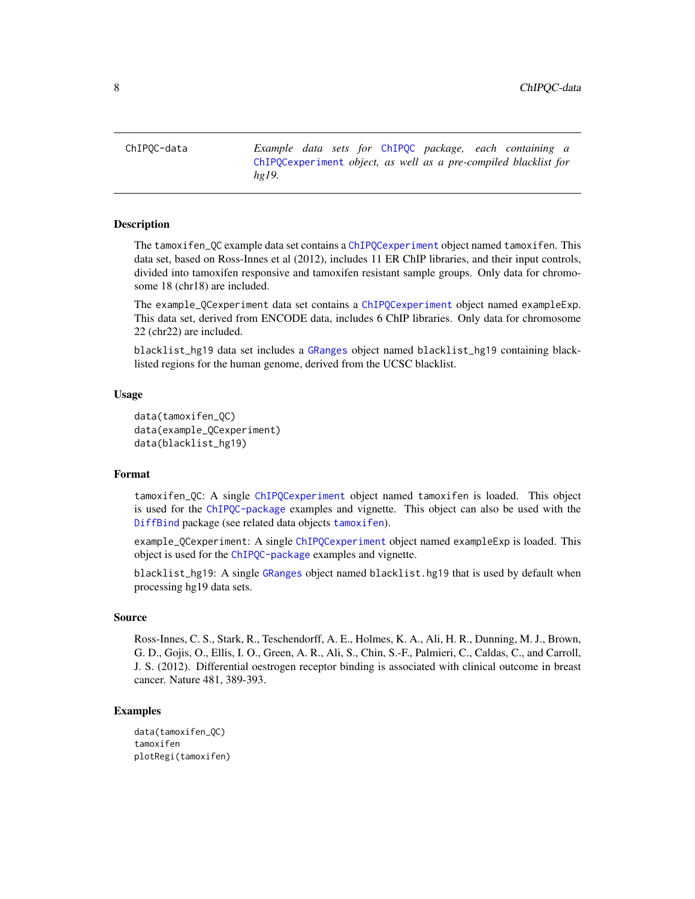ChIPQC-data — *Example data sets for ChIPQC package, each containing a ChIPQCexperiment object, as well as a pre-compiled blacklist for hg19.*

## Description

The tamoxifen_QC example data set contains a ChIPQCexperiment object named tamoxifen. This data set, based on Ross-Innes et al (2012), includes 11 ER ChIP libraries, and their input controls, divided into tamoxifen responsive and tamoxifen resistant sample groups. Only data for chromosome 18 (chr18) are included.

The example_QCexperiment data set contains a ChIPQCexperiment object named exampleExp. This data set, derived from ENCODE data, includes 6 ChIP libraries. Only data for chromosome 22 (chr22) are included.

blacklist_hg19 data set includes a GRanges object named blacklist_hg19 containing blacklisted regions for the human genome, derived from the UCSC blacklist.

## Usage

```
data(tamoxifen_QC)
data(example_QCexperiment)
data(blacklist_hg19)
```

## Format

tamoxifen_QC: A single ChIPQCexperiment object named tamoxifen is loaded. This object is used for the ChIPQC-package examples and vignette. This object can also be used with the DiffBind package (see related data objects tamoxifen).

example_QCexperiment: A single ChIPQCexperiment object named exampleExp is loaded. This object is used for the ChIPQC-package examples and vignette.

blacklist_hg19: A single GRanges object named blacklist.hg19 that is used by default when processing hg19 data sets.

## Source

Ross-Innes, C. S., Stark, R., Teschendorff, A. E., Holmes, K. A., Ali, H. R., Dunning, M. J., Brown, G. D., Gojis, O., Ellis, I. O., Green, A. R., Ali, S., Chin, S.-F., Palmieri, C., Caldas, C., and Carroll, J. S. (2012). Differential oestrogen receptor binding is associated with clinical outcome in breast cancer. Nature 481, 389-393.

## Examples

```
data(tamoxifen_QC)
tamoxifen
plotRegi(tamoxifen)
```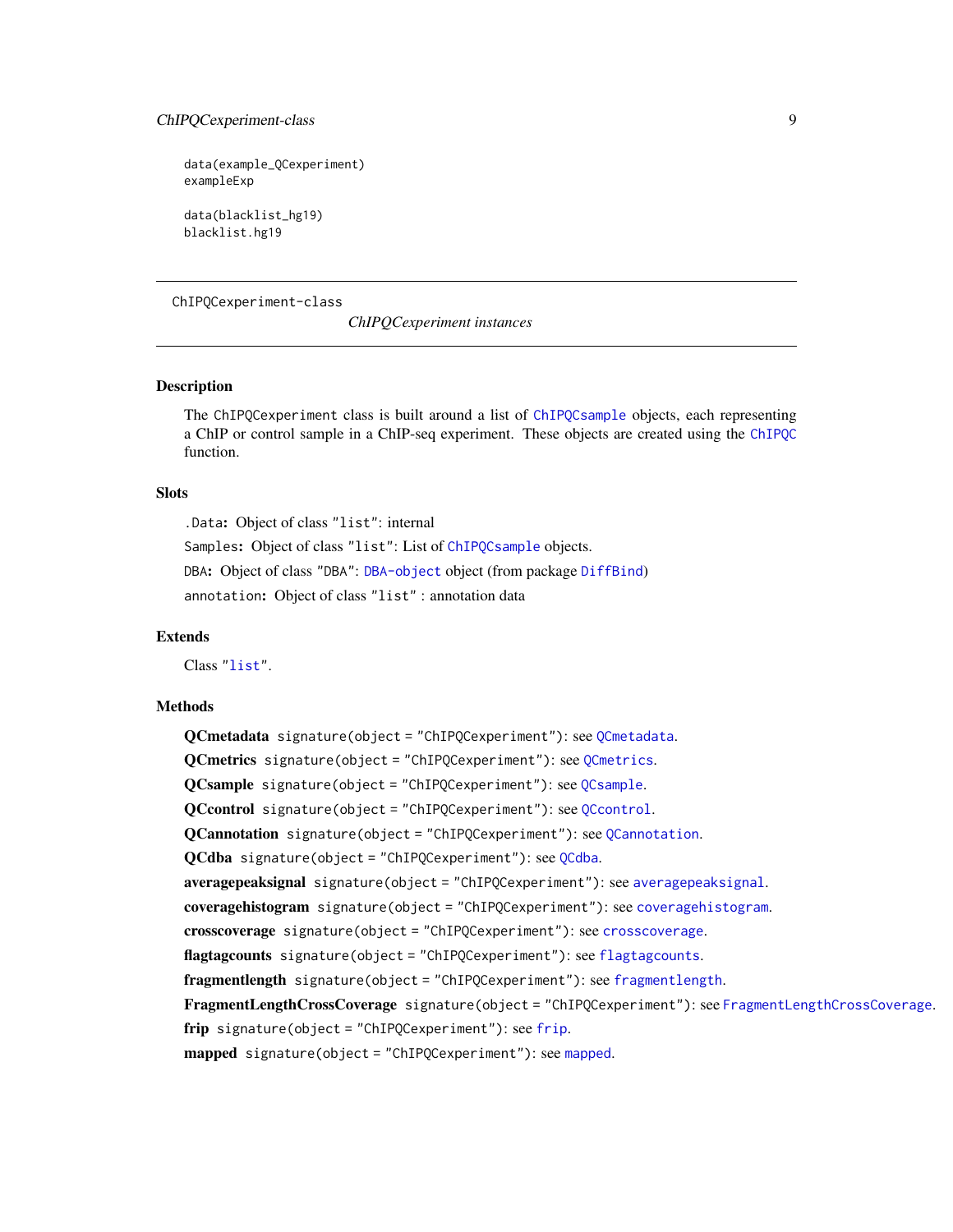```
data(example_QCexperiment)
exampleExp

data(blacklist_hg19)
blacklist.hg19
```

---

ChIPQCexperiment-class

*ChIPQCexperiment instances*

---

## Description

The `ChIPQCexperiment` class is built around a list of `ChIPQCsample` objects, each representing a ChIP or control sample in a ChIP-seq experiment. These objects are created using the `ChIPQC` function.

## Slots

`.Data`**:** Object of class `"list"`: internal

`Samples`**:** Object of class `"list"`: List of `ChIPQCsample` objects.

`DBA`**:** Object of class `"DBA"`: `DBA-object` object (from package `DiffBind`)

`annotation`**:** Object of class `"list"` : annotation data

## Extends

Class `"list"`.

## Methods

**QCmetadata** `signature(object = "ChIPQCexperiment")`: see `QCmetadata`.

**QCmetrics** `signature(object = "ChIPQCexperiment")`: see `QCmetrics`.

**QCsample** `signature(object = "ChIPQCexperiment")`: see `QCsample`.

**QCcontrol** `signature(object = "ChIPQCexperiment")`: see `QCcontrol`.

**QCannotation** `signature(object = "ChIPQCexperiment")`: see `QCannotation`.

**QCdba** `signature(object = "ChIPQCexperiment")`: see `QCdba`.

**averagepeaksignal** `signature(object = "ChIPQCexperiment")`: see `averagepeaksignal`.

**coveragehistogram** `signature(object = "ChIPQCexperiment")`: see `coveragehistogram`.

**crosscoverage** `signature(object = "ChIPQCexperiment")`: see `crosscoverage`.

**flagtagcounts** `signature(object = "ChIPQCexperiment")`: see `flagtagcounts`.

**fragmentlength** `signature(object = "ChIPQCexperiment")`: see `fragmentlength`.

**FragmentLengthCrossCoverage** `signature(object = "ChIPQCexperiment")`: see `FragmentLengthCrossCoverage`.

**frip** `signature(object = "ChIPQCexperiment")`: see `frip`.

**mapped** `signature(object = "ChIPQCexperiment")`: see `mapped`.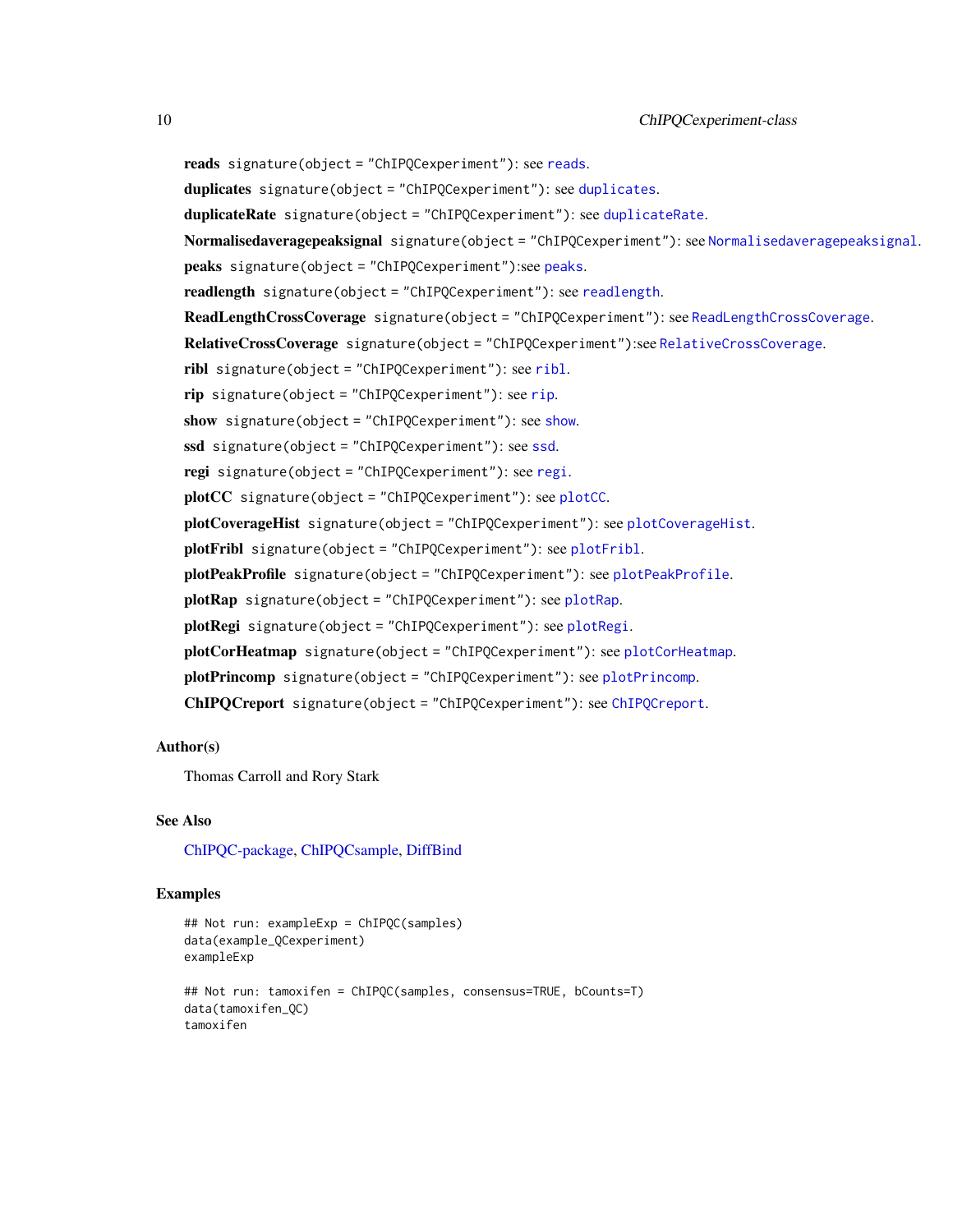**reads** `signature(object = "ChIPQCexperiment")`: see `reads`.

**duplicates** `signature(object = "ChIPQCexperiment")`: see `duplicates`.

**duplicateRate** `signature(object = "ChIPQCexperiment")`: see `duplicateRate`.

**Normalisedaveragepeaksignal** `signature(object = "ChIPQCexperiment")`: see `Normalisedaveragepeaksignal`.

**peaks** `signature(object = "ChIPQCexperiment")`:see `peaks`.

**readlength** `signature(object = "ChIPQCexperiment")`: see `readlength`.

**ReadLengthCrossCoverage** `signature(object = "ChIPQCexperiment")`: see `ReadLengthCrossCoverage`.

**RelativeCrossCoverage** `signature(object = "ChIPQCexperiment")`:see `RelativeCrossCoverage`.

**ribl** `signature(object = "ChIPQCexperiment")`: see `ribl`.

**rip** `signature(object = "ChIPQCexperiment")`: see `rip`.

**show** `signature(object = "ChIPQCexperiment")`: see `show`.

**ssd** `signature(object = "ChIPQCexperiment")`: see `ssd`.

**regi** `signature(object = "ChIPQCexperiment")`: see `regi`.

**plotCC** `signature(object = "ChIPQCexperiment")`: see `plotCC`.

**plotCoverageHist** `signature(object = "ChIPQCexperiment")`: see `plotCoverageHist`.

**plotFribl** `signature(object = "ChIPQCexperiment")`: see `plotFribl`.

**plotPeakProfile** `signature(object = "ChIPQCexperiment")`: see `plotPeakProfile`.

**plotRap** `signature(object = "ChIPQCexperiment")`: see `plotRap`.

**plotRegi** `signature(object = "ChIPQCexperiment")`: see `plotRegi`.

**plotCorHeatmap** `signature(object = "ChIPQCexperiment")`: see `plotCorHeatmap`.

**plotPrincomp** `signature(object = "ChIPQCexperiment")`: see `plotPrincomp`.

**ChIPQCreport** `signature(object = "ChIPQCexperiment")`: see `ChIPQCreport`.

## Author(s)

Thomas Carroll and Rory Stark

## See Also

ChIPQC-package, ChIPQCsample, DiffBind

## Examples

```
## Not run: exampleExp = ChIPQC(samples)
data(example_QCexperiment)
exampleExp

## Not run: tamoxifen = ChIPQC(samples, consensus=TRUE, bCounts=T)
data(tamoxifen_QC)
tamoxifen
```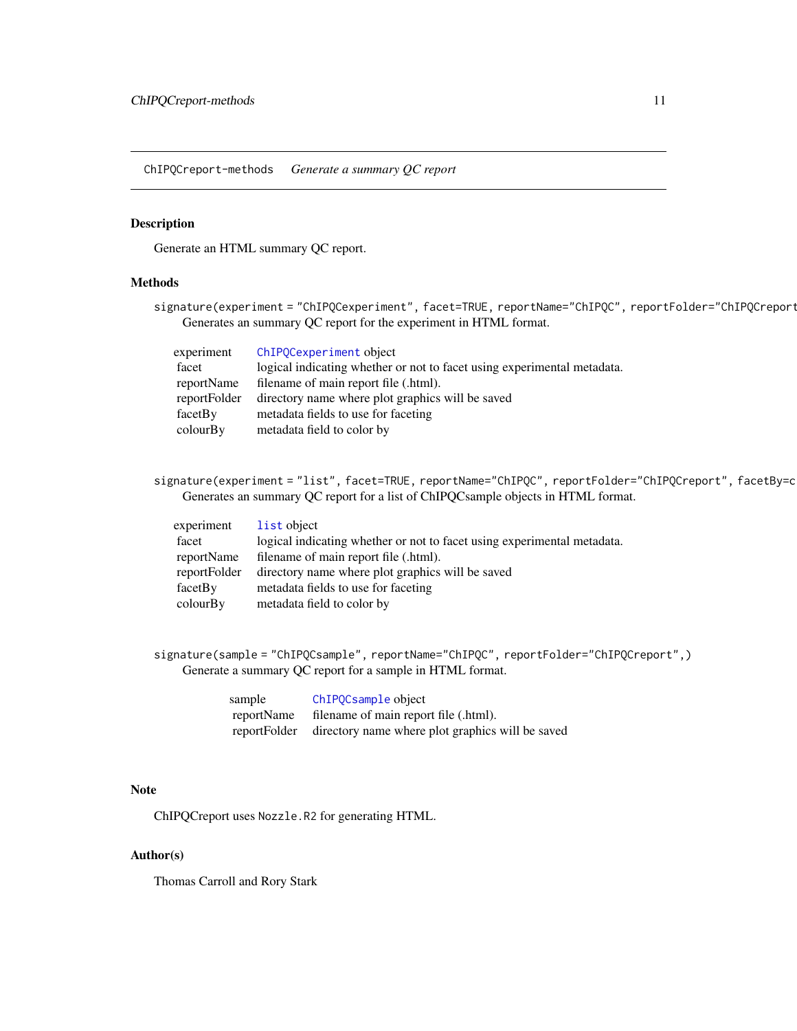ChIPQCreport-methods    *Generate a summary QC report*

## Description

Generate an HTML summary QC report.

## Methods

`signature(experiment = "ChIPQCexperiment", facet=TRUE, reportName="ChIPQC", reportFolder="ChIPQCreport`
Generates an summary QC report for the experiment in HTML format.

| | |
|---|---|
| experiment | `ChIPQCexperiment` object |
| facet | logical indicating whether or not to facet using experimental metadata. |
| reportName | filename of main report file (.html). |
| reportFolder | directory name where plot graphics will be saved |
| facetBy | metadata fields to use for faceting |
| colourBy | metadata field to color by |

`signature(experiment = "list", facet=TRUE, reportName="ChIPQC", reportFolder="ChIPQCreport", facetBy=c`
Generates an summary QC report for a list of ChIPQCsample objects in HTML format.

| | |
|---|---|
| experiment | `list` object |
| facet | logical indicating whether or not to facet using experimental metadata. |
| reportName | filename of main report file (.html). |
| reportFolder | directory name where plot graphics will be saved |
| facetBy | metadata fields to use for faceting |
| colourBy | metadata field to color by |

`signature(sample = "ChIPQCsample", reportName="ChIPQC", reportFolder="ChIPQCreport",)`
Generate a summary QC report for a sample in HTML format.

| | |
|---|---|
| sample | `ChIPQCsample` object |
| reportName | filename of main report file (.html). |
| reportFolder | directory name where plot graphics will be saved |

## Note

ChIPQCreport uses `Nozzle.R2` for generating HTML.

## Author(s)

Thomas Carroll and Rory Stark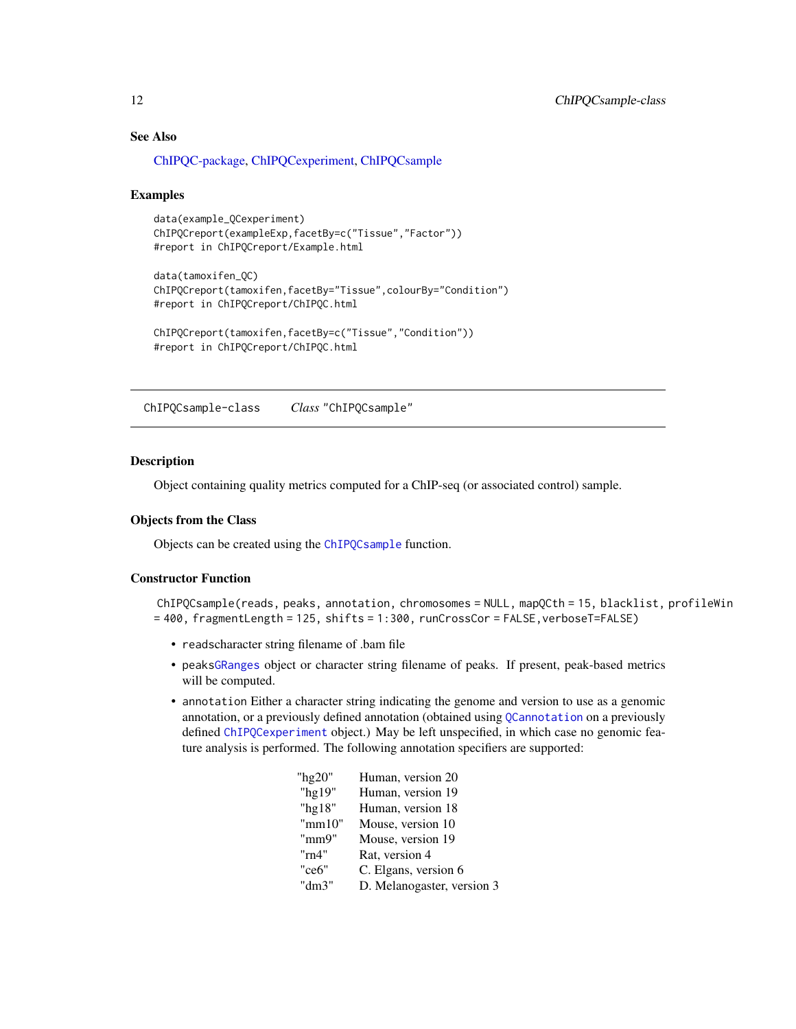## See Also

ChIPQC-package, ChIPQCexperiment, ChIPQCsample

## Examples

```
data(example_QCexperiment)
ChIPQCreport(exampleExp,facetBy=c("Tissue","Factor"))
#report in ChIPQCreport/Example.html

data(tamoxifen_QC)
ChIPQCreport(tamoxifen,facetBy="Tissue",colourBy="Condition")
#report in ChIPQCreport/ChIPQC.html

ChIPQCreport(tamoxifen,facetBy=c("Tissue","Condition"))
#report in ChIPQCreport/ChIPQC.html
```

---

# ChIPQCsample-class  *Class* "ChIPQCsample"

## Description

Object containing quality metrics computed for a ChIP-seq (or associated control) sample.

## Objects from the Class

Objects can be created using the `ChIPQCsample` function.

## Constructor Function

`ChIPQCsample(reads, peaks, annotation, chromosomes = NULL, mapQCth = 15, blacklist, profileWin = 400, fragmentLength = 125, shifts = 1:300, runCrossCor = FALSE,verboseT=FALSE)`

- `reads`character string filename of .bam file
- `peaks``GRanges` object or character string filename of peaks. If present, peak-based metrics will be computed.
- `annotation` Either a character string indicating the genome and version to use as a genomic annotation, or a previously defined annotation (obtained using `QCannotation` on a previously defined `ChIPQCexperiment` object.) May be left unspecified, in which case no genomic feature analysis is performed. The following annotation specifiers are supported:

| | |
|---|---|
| "hg20" | Human, version 20 |
| "hg19" | Human, version 19 |
| "hg18" | Human, version 18 |
| "mm10" | Mouse, version 10 |
| "mm9" | Mouse, version 19 |
| "rn4" | Rat, version 4 |
| "ce6" | C. Elgans, version 6 |
| "dm3" | D. Melanogaster, version 3 |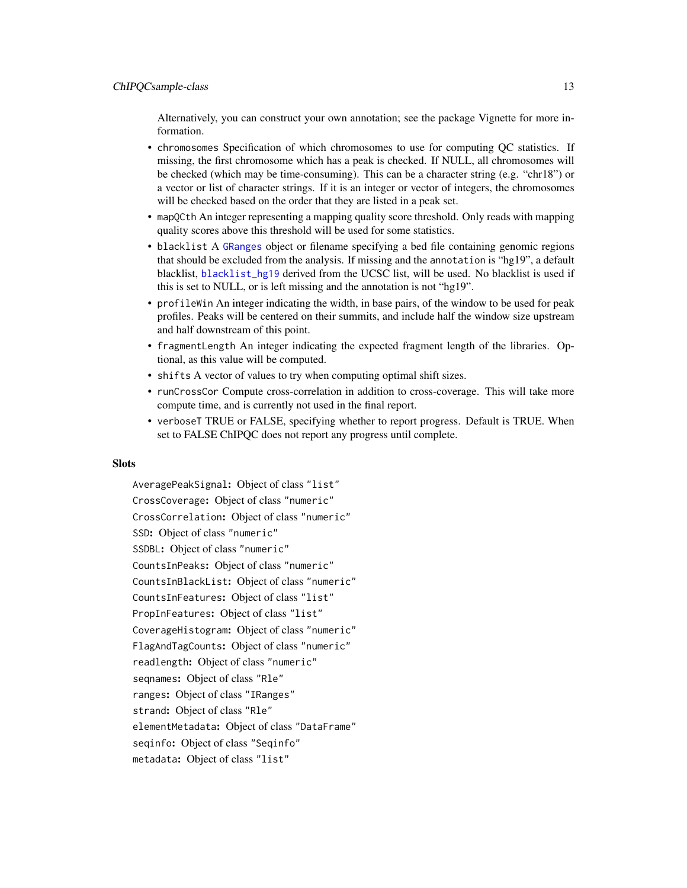Alternatively, you can construct your own annotation; see the package Vignette for more information.

- `chromosomes` Specification of which chromosomes to use for computing QC statistics. If missing, the first chromosome which has a peak is checked. If NULL, all chromosomes will be checked (which may be time-consuming). This can be a character string (e.g. "chr18") or a vector or list of character strings. If it is an integer or vector of integers, the chromosomes will be checked based on the order that they are listed in a peak set.
- `mapQCth` An integer representing a mapping quality score threshold. Only reads with mapping quality scores above this threshold will be used for some statistics.
- `blacklist` A `GRanges` object or filename specifying a bed file containing genomic regions that should be excluded from the analysis. If missing and the `annotation` is "hg19", a default blacklist, `blacklist_hg19` derived from the UCSC list, will be used. No blacklist is used if this is set to NULL, or is left missing and the annotation is not "hg19".
- `profileWin` An integer indicating the width, in base pairs, of the window to be used for peak profiles. Peaks will be centered on their summits, and include half the window size upstream and half downstream of this point.
- `fragmentLength` An integer indicating the expected fragment length of the libraries. Optional, as this value will be computed.
- `shifts` A vector of values to try when computing optimal shift sizes.
- `runCrossCor` Compute cross-correlation in addition to cross-coverage. This will take more compute time, and is currently not used in the final report.
- `verboseT` TRUE or FALSE, specifying whether to report progress. Default is TRUE. When set to FALSE ChIPQC does not report any progress until complete.

## Slots

`AveragePeakSignal`: Object of class "list"

`CrossCoverage`: Object of class "numeric"

`CrossCorrelation`: Object of class "numeric"

`SSD`: Object of class "numeric"

`SSDBL`: Object of class "numeric"

`CountsInPeaks`: Object of class "numeric"

`CountsInBlackList`: Object of class "numeric"

`CountsInFeatures`: Object of class "list"

`PropInFeatures`: Object of class "list"

`CoverageHistogram`: Object of class "numeric"

`FlagAndTagCounts`: Object of class "numeric"

`readlength`: Object of class "numeric"

`seqnames`: Object of class "Rle"

`ranges`: Object of class "IRanges"

`strand`: Object of class "Rle"

`elementMetadata`: Object of class "DataFrame"

`seqinfo`: Object of class "Seqinfo"

`metadata`: Object of class "list"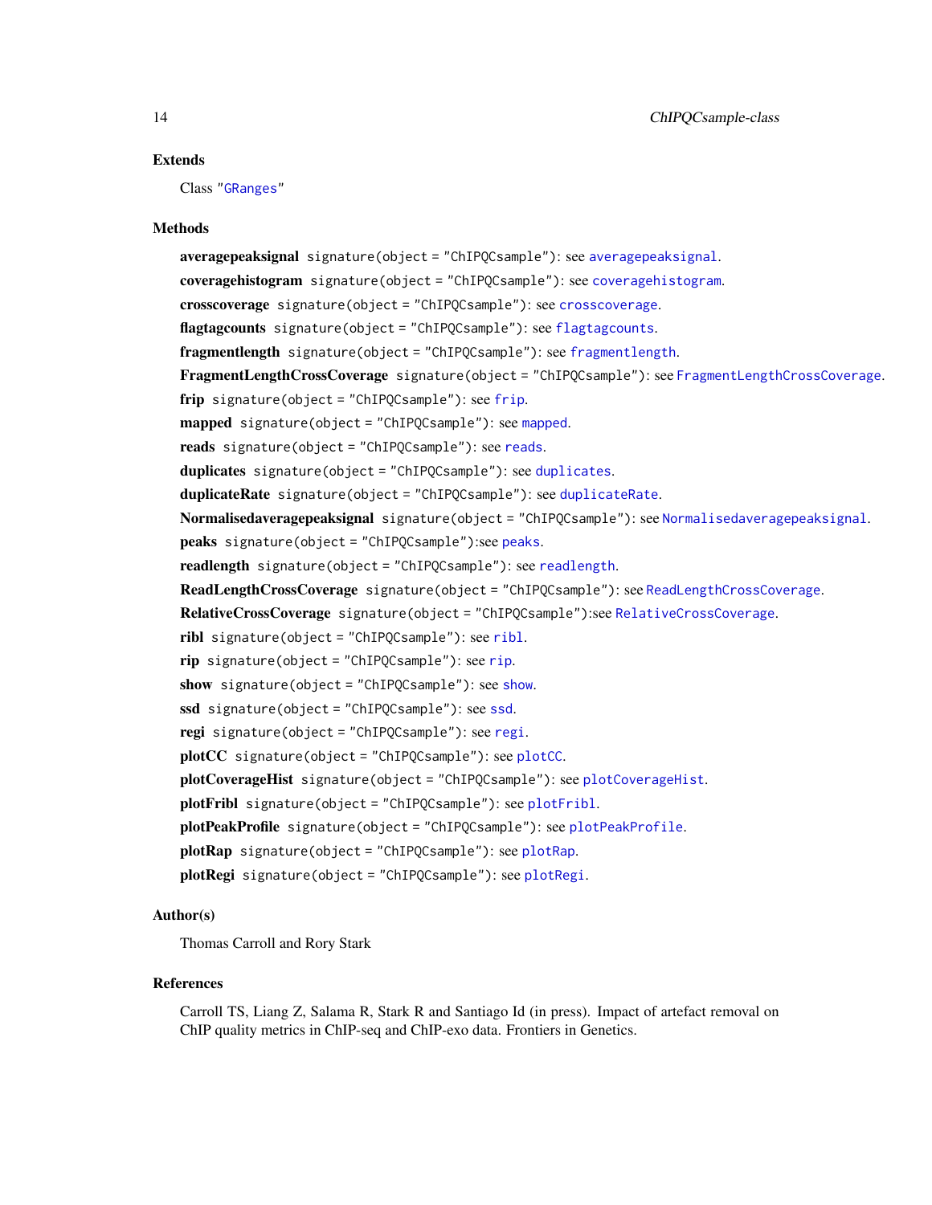### Extends

Class "GRanges"

### Methods

**averagepeaksignal** `signature(object = "ChIPQCsample")`: see `averagepeaksignal`.

**coveragehistogram** `signature(object = "ChIPQCsample")`: see `coveragehistogram`.

**crosscoverage** `signature(object = "ChIPQCsample")`: see `crosscoverage`.

**flagtagcounts** `signature(object = "ChIPQCsample")`: see `flagtagcounts`.

**fragmentlength** `signature(object = "ChIPQCsample")`: see `fragmentlength`.

**FragmentLengthCrossCoverage** `signature(object = "ChIPQCsample")`: see `FragmentLengthCrossCoverage`.

**frip** `signature(object = "ChIPQCsample")`: see `frip`.

**mapped** `signature(object = "ChIPQCsample")`: see `mapped`.

**reads** `signature(object = "ChIPQCsample")`: see `reads`.

**duplicates** `signature(object = "ChIPQCsample")`: see `duplicates`.

**duplicateRate** `signature(object = "ChIPQCsample")`: see `duplicateRate`.

**Normalisedaveragepeaksignal** `signature(object = "ChIPQCsample")`: see `Normalisedaveragepeaksignal`.

**peaks** `signature(object = "ChIPQCsample")`:see `peaks`.

**readlength** `signature(object = "ChIPQCsample")`: see `readlength`.

**ReadLengthCrossCoverage** `signature(object = "ChIPQCsample")`: see `ReadLengthCrossCoverage`.

**RelativeCrossCoverage** `signature(object = "ChIPQCsample")`:see `RelativeCrossCoverage`.

**ribl** `signature(object = "ChIPQCsample")`: see `ribl`.

**rip** `signature(object = "ChIPQCsample")`: see `rip`.

**show** `signature(object = "ChIPQCsample")`: see `show`.

**ssd** `signature(object = "ChIPQCsample")`: see `ssd`.

**regi** `signature(object = "ChIPQCsample")`: see `regi`.

**plotCC** `signature(object = "ChIPQCsample")`: see `plotCC`.

**plotCoverageHist** `signature(object = "ChIPQCsample")`: see `plotCoverageHist`.

**plotFribl** `signature(object = "ChIPQCsample")`: see `plotFribl`.

**plotPeakProfile** `signature(object = "ChIPQCsample")`: see `plotPeakProfile`.

**plotRap** `signature(object = "ChIPQCsample")`: see `plotRap`.

**plotRegi** `signature(object = "ChIPQCsample")`: see `plotRegi`.

### Author(s)

Thomas Carroll and Rory Stark

### References

Carroll TS, Liang Z, Salama R, Stark R and Santiago Id (in press). Impact of artefact removal on ChIP quality metrics in ChIP-seq and ChIP-exo data. Frontiers in Genetics.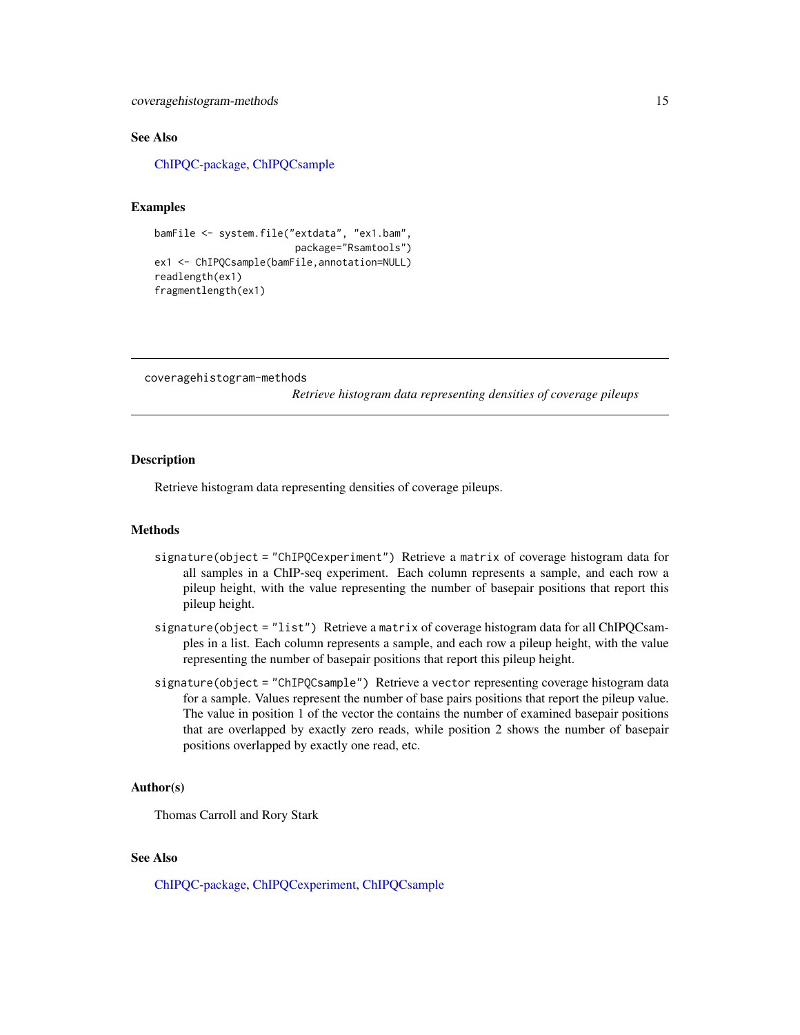## See Also

ChIPQC-package, ChIPQCsample

## Examples

```
bamFile <- system.file("extdata", "ex1.bam",
                       package="Rsamtools")
ex1 <- ChIPQCsample(bamFile,annotation=NULL)
readlength(ex1)
fragmentlength(ex1)
```

---

# coveragehistogram-methods

*Retrieve histogram data representing densities of coverage pileups*

---

## Description

Retrieve histogram data representing densities of coverage pileups.

## Methods

`signature(object = "ChIPQCexperiment")` Retrieve a `matrix` of coverage histogram data for all samples in a ChIP-seq experiment. Each column represents a sample, and each row a pileup height, with the value representing the number of basepair positions that report this pileup height.

`signature(object = "list")` Retrieve a `matrix` of coverage histogram data for all ChIPQCsamples in a list. Each column represents a sample, and each row a pileup height, with the value representing the number of basepair positions that report this pileup height.

`signature(object = "ChIPQCsample")` Retrieve a `vector` representing coverage histogram data for a sample. Values represent the number of base pairs positions that report the pileup value. The value in position 1 of the vector the contains the number of examined basepair positions that are overlapped by exactly zero reads, while position 2 shows the number of basepair positions overlapped by exactly one read, etc.

## Author(s)

Thomas Carroll and Rory Stark

## See Also

ChIPQC-package, ChIPQCexperiment, ChIPQCsample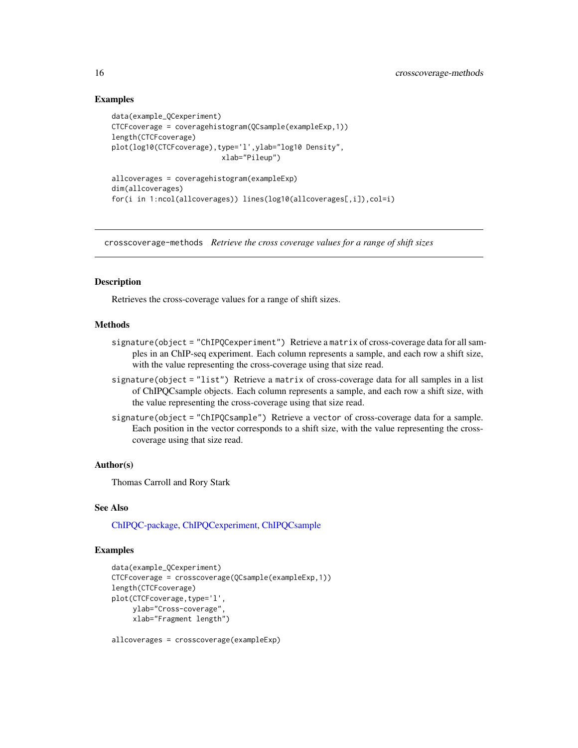## Examples

```
data(example_QCexperiment)
CTCFcoverage = coveragehistogram(QCsample(exampleExp,1))
length(CTCFcoverage)
plot(log10(CTCFcoverage),type='l',ylab="log10 Density",
                          xlab="Pileup")

allcoverages = coveragehistogram(exampleExp)
dim(allcoverages)
for(i in 1:ncol(allcoverages)) lines(log10(allcoverages[,i]),col=i)
```

---

# crosscoverage-methods *Retrieve the cross coverage values for a range of shift sizes*

## Description

Retrieves the cross-coverage values for a range of shift sizes.

## Methods

`signature(object = "ChIPQCexperiment")` Retrieve a `matrix` of cross-coverage data for all samples in an ChIP-seq experiment. Each column represents a sample, and each row a shift size, with the value representing the cross-coverage using that size read.

`signature(object = "list")` Retrieve a `matrix` of cross-coverage data for all samples in a list of ChIPQCsample objects. Each column represents a sample, and each row a shift size, with the value representing the cross-coverage using that size read.

`signature(object = "ChIPQCsample")` Retrieve a `vector` of cross-coverage data for a sample. Each position in the vector corresponds to a shift size, with the value representing the cross-coverage using that size read.

## Author(s)

Thomas Carroll and Rory Stark

## See Also

ChIPQC-package, ChIPQCexperiment, ChIPQCsample

## Examples

```
data(example_QCexperiment)
CTCFcoverage = crosscoverage(QCsample(exampleExp,1))
length(CTCFcoverage)
plot(CTCFcoverage,type='l',
     ylab="Cross-coverage",
     xlab="Fragment length")

allcoverages = crosscoverage(exampleExp)
```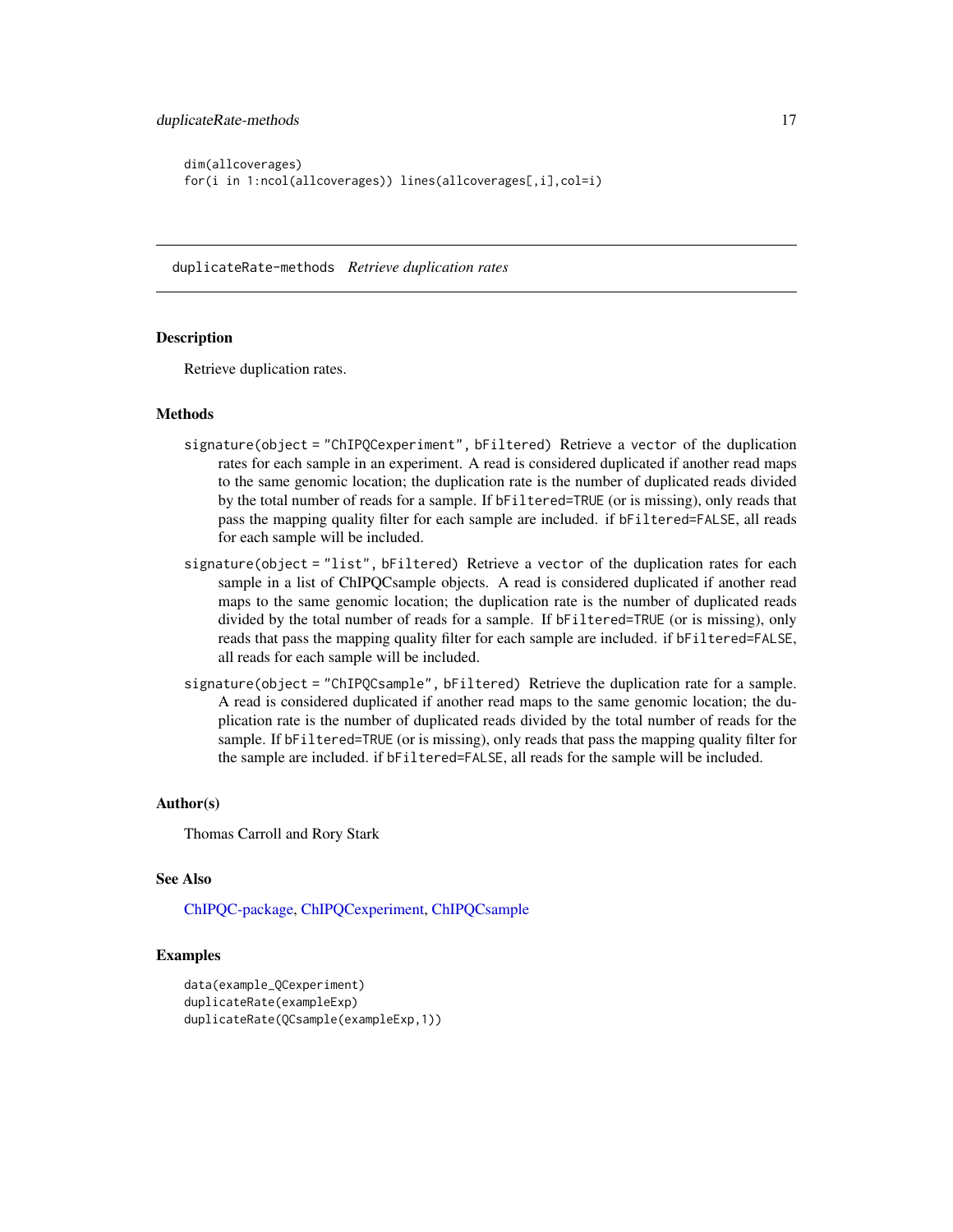```
dim(allcoverages)
for(i in 1:ncol(allcoverages)) lines(allcoverages[,i],col=i)
```

## duplicateRate-methods *Retrieve duplication rates*

### Description

Retrieve duplication rates.

### Methods

`signature(object = "ChIPQCexperiment", bFiltered)` Retrieve a `vector` of the duplication rates for each sample in an experiment. A read is considered duplicated if another read maps to the same genomic location; the duplication rate is the number of duplicated reads divided by the total number of reads for a sample. If `bFiltered=TRUE` (or is missing), only reads that pass the mapping quality filter for each sample are included. if `bFiltered=FALSE`, all reads for each sample will be included.

`signature(object = "list", bFiltered)` Retrieve a `vector` of the duplication rates for each sample in a list of ChIPQCsample objects. A read is considered duplicated if another read maps to the same genomic location; the duplication rate is the number of duplicated reads divided by the total number of reads for a sample. If `bFiltered=TRUE` (or is missing), only reads that pass the mapping quality filter for each sample are included. if `bFiltered=FALSE`, all reads for each sample will be included.

`signature(object = "ChIPQCsample", bFiltered)` Retrieve the duplication rate for a sample. A read is considered duplicated if another read maps to the same genomic location; the duplication rate is the number of duplicated reads divided by the total number of reads for the sample. If `bFiltered=TRUE` (or is missing), only reads that pass the mapping quality filter for the sample are included. if `bFiltered=FALSE`, all reads for the sample will be included.

### Author(s)

Thomas Carroll and Rory Stark

### See Also

ChIPQC-package, ChIPQCexperiment, ChIPQCsample

### Examples

```
data(example_QCexperiment)
duplicateRate(exampleExp)
duplicateRate(QCsample(exampleExp,1))
```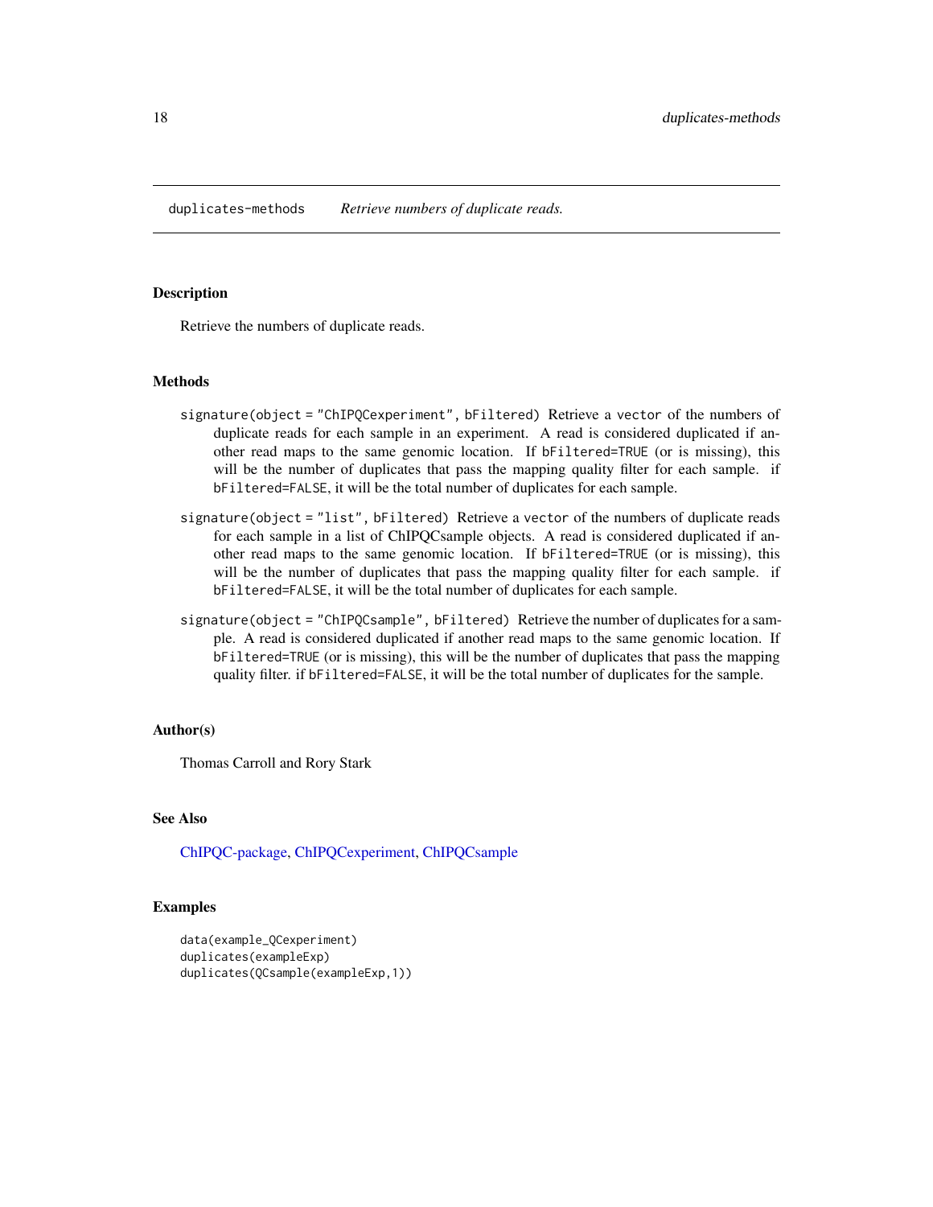duplicates-methods    *Retrieve numbers of duplicate reads.*

## Description

Retrieve the numbers of duplicate reads.

## Methods

`signature(object = "ChIPQCexperiment", bFiltered)` Retrieve a `vector` of the numbers of duplicate reads for each sample in an experiment. A read is considered duplicated if another read maps to the same genomic location. If `bFiltered=TRUE` (or is missing), this will be the number of duplicates that pass the mapping quality filter for each sample. if `bFiltered=FALSE`, it will be the total number of duplicates for each sample.

`signature(object = "list", bFiltered)` Retrieve a `vector` of the numbers of duplicate reads for each sample in a list of ChIPQCsample objects. A read is considered duplicated if another read maps to the same genomic location. If `bFiltered=TRUE` (or is missing), this will be the number of duplicates that pass the mapping quality filter for each sample. if `bFiltered=FALSE`, it will be the total number of duplicates for each sample.

`signature(object = "ChIPQCsample", bFiltered)` Retrieve the number of duplicates for a sample. A read is considered duplicated if another read maps to the same genomic location. If `bFiltered=TRUE` (or is missing), this will be the number of duplicates that pass the mapping quality filter. if `bFiltered=FALSE`, it will be the total number of duplicates for the sample.

## Author(s)

Thomas Carroll and Rory Stark

## See Also

ChIPQC-package, ChIPQCexperiment, ChIPQCsample

## Examples

```
data(example_QCexperiment)
duplicates(exampleExp)
duplicates(QCsample(exampleExp,1))
```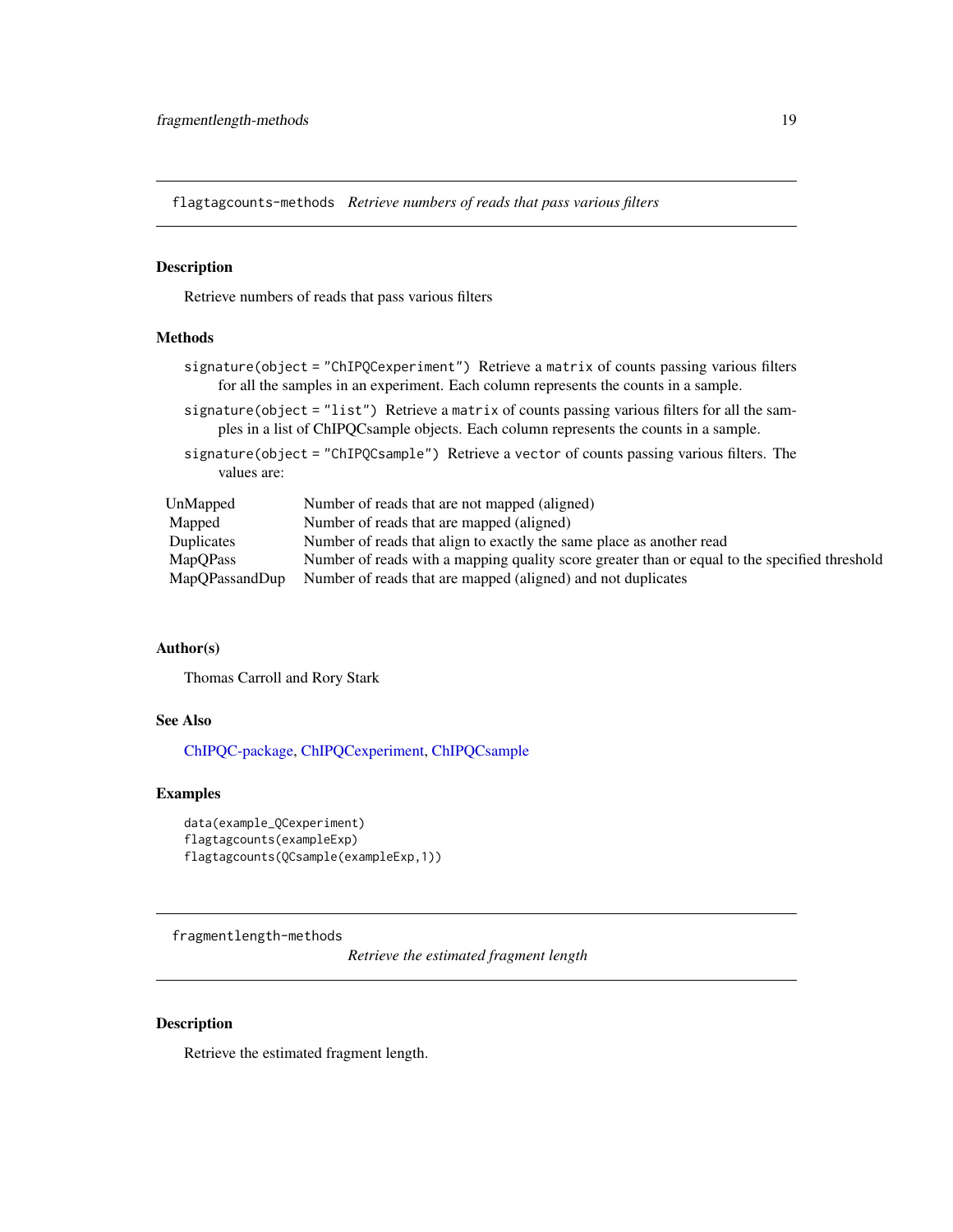## flagtagcounts-methods *Retrieve numbers of reads that pass various filters*

### Description

Retrieve numbers of reads that pass various filters

### Methods

`signature(object = "ChIPQCexperiment")` Retrieve a `matrix` of counts passing various filters for all the samples in an experiment. Each column represents the counts in a sample.

`signature(object = "list")` Retrieve a `matrix` of counts passing various filters for all the samples in a list of ChIPQCsample objects. Each column represents the counts in a sample.

`signature(object = "ChIPQCsample")` Retrieve a `vector` of counts passing various filters. The values are:

| | |
|---|---|
| UnMapped | Number of reads that are not mapped (aligned) |
| Mapped | Number of reads that are mapped (aligned) |
| Duplicates | Number of reads that align to exactly the same place as another read |
| MapQPass | Number of reads with a mapping quality score greater than or equal to the specified threshold |
| MapQPassandDup | Number of reads that are mapped (aligned) and not duplicates |

### Author(s)

Thomas Carroll and Rory Stark

### See Also

ChIPQC-package, ChIPQCexperiment, ChIPQCsample

### Examples

```
data(example_QCexperiment)
flagtagcounts(exampleExp)
flagtagcounts(QCsample(exampleExp,1))
```

## fragmentlength-methods *Retrieve the estimated fragment length*

### Description

Retrieve the estimated fragment length.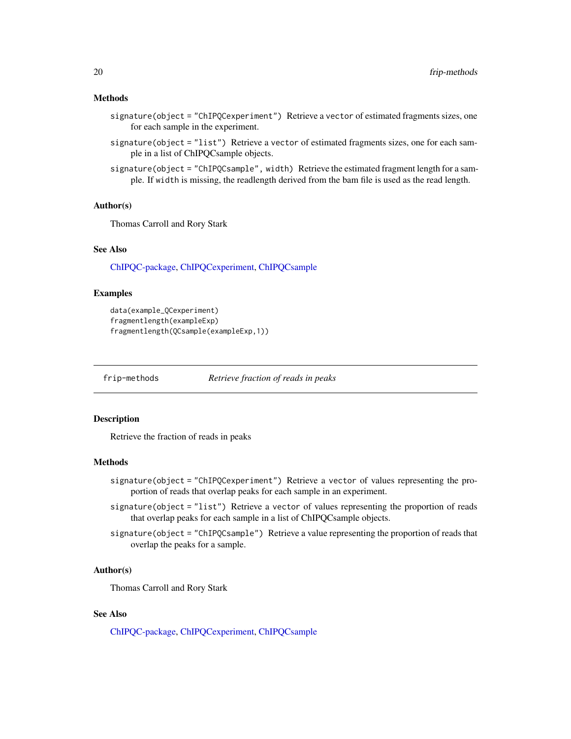### Methods

`signature(object = "ChIPQCexperiment")` Retrieve a `vector` of estimated fragments sizes, one for each sample in the experiment.

`signature(object = "list")` Retrieve a `vector` of estimated fragments sizes, one for each sample in a list of ChIPQCsample objects.

`signature(object = "ChIPQCsample", width)` Retrieve the estimated fragment length for a sample. If `width` is missing, the readlength derived from the bam file is used as the read length.

### Author(s)

Thomas Carroll and Rory Stark

### See Also

ChIPQC-package, ChIPQCexperiment, ChIPQCsample

### Examples

```
data(example_QCexperiment)
fragmentlength(exampleExp)
fragmentlength(QCsample(exampleExp,1))
```

---

## frip-methods *Retrieve fraction of reads in peaks*

### Description

Retrieve the fraction of reads in peaks

### Methods

`signature(object = "ChIPQCexperiment")` Retrieve a `vector` of values representing the proportion of reads that overlap peaks for each sample in an experiment.

`signature(object = "list")` Retrieve a `vector` of values representing the proportion of reads that overlap peaks for each sample in a list of ChIPQCsample objects.

`signature(object = "ChIPQCsample")` Retrieve a value representing the proportion of reads that overlap the peaks for a sample.

### Author(s)

Thomas Carroll and Rory Stark

### See Also

ChIPQC-package, ChIPQCexperiment, ChIPQCsample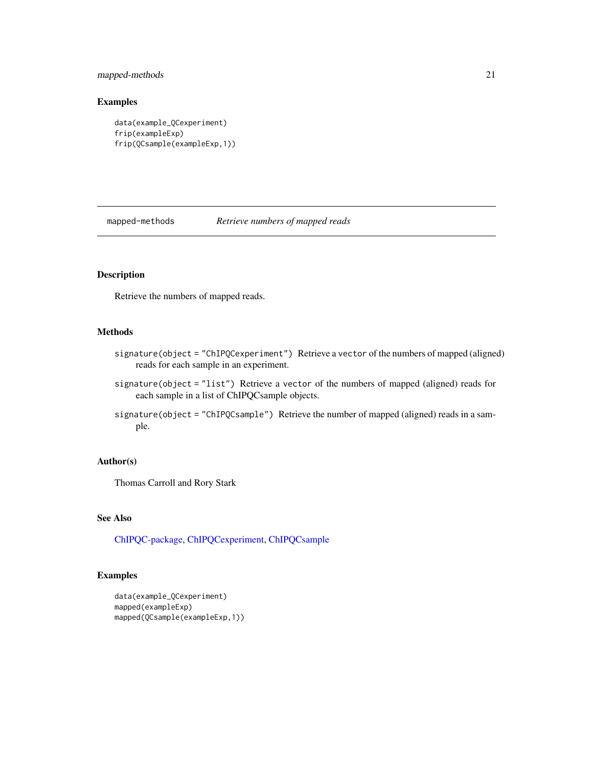### Examples

```
data(example_QCexperiment)
frip(exampleExp)
frip(QCsample(exampleExp,1))
```

---

## mapped-methods *Retrieve numbers of mapped reads*

---

### Description

Retrieve the numbers of mapped reads.

### Methods

`signature(object = "ChIPQCexperiment")` Retrieve a `vector` of the numbers of mapped (aligned) reads for each sample in an experiment.

`signature(object = "list")` Retrieve a `vector` of the numbers of mapped (aligned) reads for each sample in a list of ChIPQCsample objects.

`signature(object = "ChIPQCsample")` Retrieve the number of mapped (aligned) reads in a sample.

### Author(s)

Thomas Carroll and Rory Stark

### See Also

ChIPQC-package, ChIPQCexperiment, ChIPQCsample

### Examples

```
data(example_QCexperiment)
mapped(exampleExp)
mapped(QCsample(exampleExp,1))
```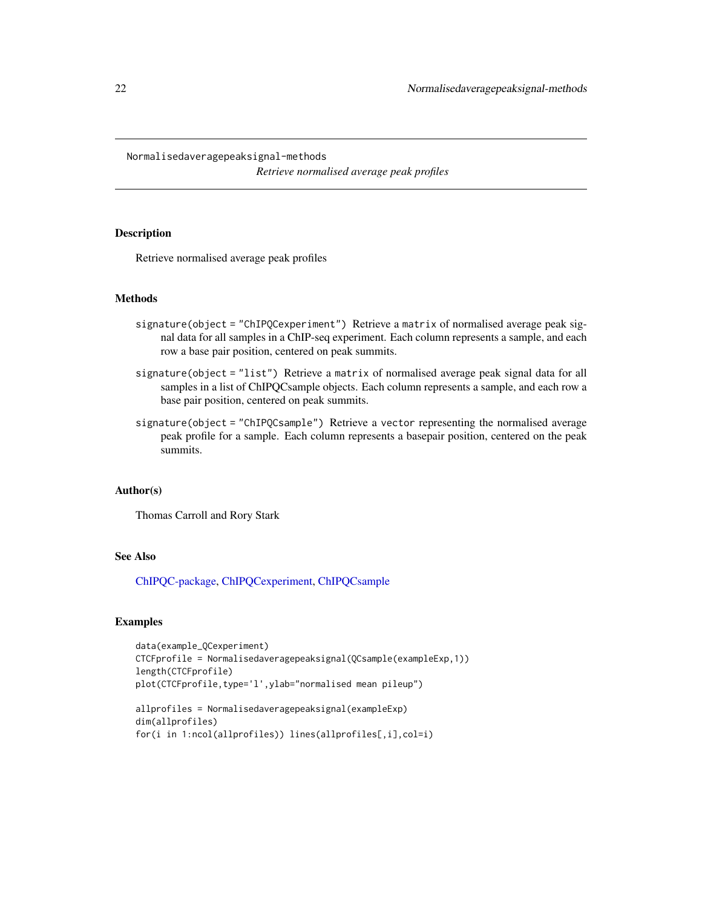# Normalisedaveragepeaksignal-methods

*Retrieve normalised average peak profiles*

## Description

Retrieve normalised average peak profiles

## Methods

- `signature(object = "ChIPQCexperiment")` Retrieve a `matrix` of normalised average peak signal data for all samples in a ChIP-seq experiment. Each column represents a sample, and each row a base pair position, centered on peak summits.
- `signature(object = "list")` Retrieve a `matrix` of normalised average peak signal data for all samples in a list of ChIPQCsample objects. Each column represents a sample, and each row a base pair position, centered on peak summits.
- `signature(object = "ChIPQCsample")` Retrieve a `vector` representing the normalised average peak profile for a sample. Each column represents a basepair position, centered on the peak summits.

## Author(s)

Thomas Carroll and Rory Stark

## See Also

ChIPQC-package, ChIPQCexperiment, ChIPQCsample

## Examples

```
data(example_QCexperiment)
CTCFprofile = Normalisedaveragepeaksignal(QCsample(exampleExp,1))
length(CTCFprofile)
plot(CTCFprofile,type='l',ylab="normalised mean pileup")

allprofiles = Normalisedaveragepeaksignal(exampleExp)
dim(allprofiles)
for(i in 1:ncol(allprofiles)) lines(allprofiles[,i],col=i)
```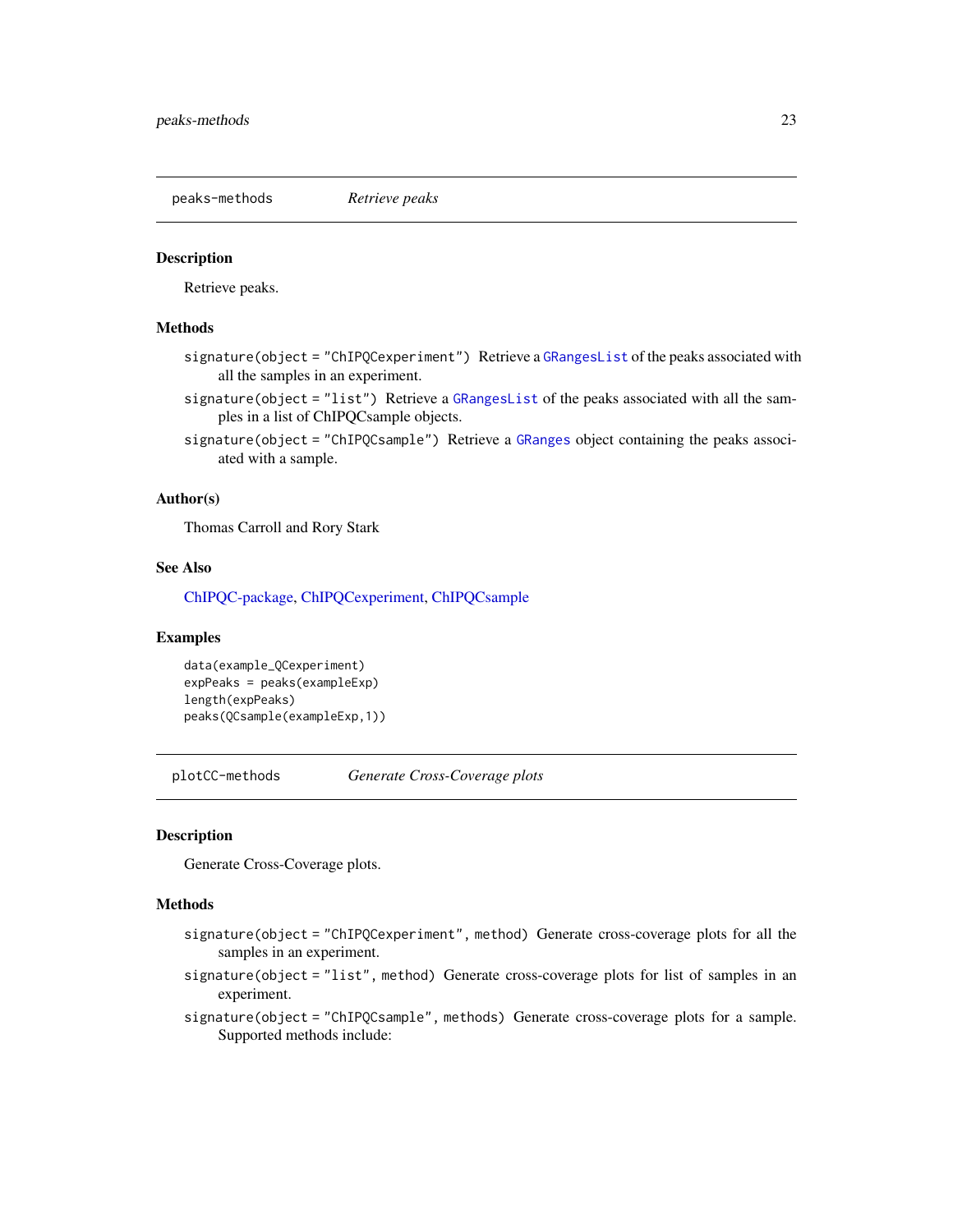## peaks-methods *Retrieve peaks*

### Description

Retrieve peaks.

### Methods

`signature(object = "ChIPQCexperiment")` Retrieve a `GRangesList` of the peaks associated with all the samples in an experiment.

`signature(object = "list")` Retrieve a `GRangesList` of the peaks associated with all the samples in a list of ChIPQCsample objects.

`signature(object = "ChIPQCsample")` Retrieve a `GRanges` object containing the peaks associated with a sample.

### Author(s)

Thomas Carroll and Rory Stark

### See Also

ChIPQC-package, ChIPQCexperiment, ChIPQCsample

### Examples

```
data(example_QCexperiment)
expPeaks = peaks(exampleExp)
length(expPeaks)
peaks(QCsample(exampleExp,1))
```

## plotCC-methods *Generate Cross-Coverage plots*

### Description

Generate Cross-Coverage plots.

### Methods

`signature(object = "ChIPQCexperiment", method)` Generate cross-coverage plots for all the samples in an experiment.

`signature(object = "list", method)` Generate cross-coverage plots for list of samples in an experiment.

`signature(object = "ChIPQCsample", methods)` Generate cross-coverage plots for a sample. Supported methods include: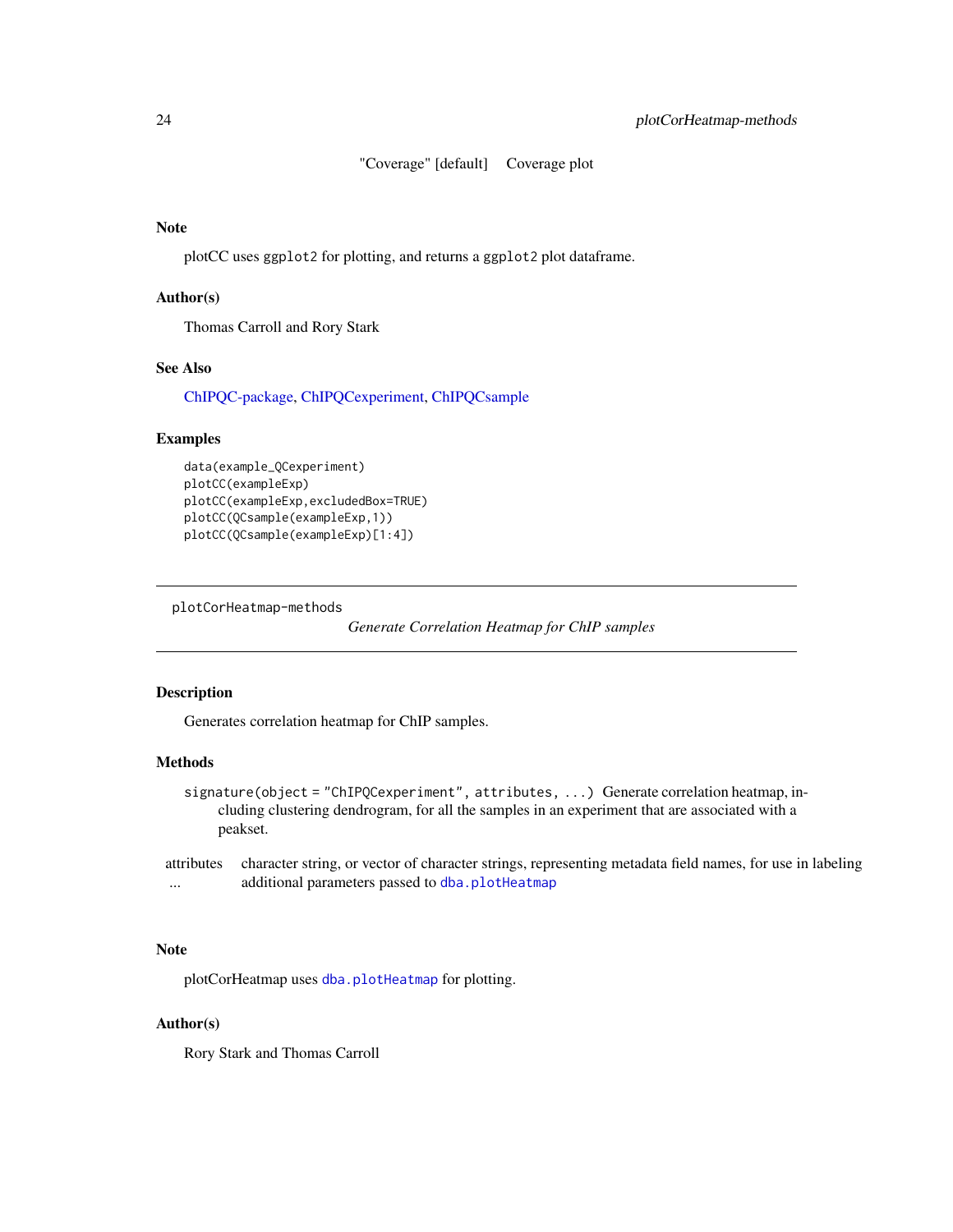"Coverage" [default] Coverage plot

### Note

plotCC uses `ggplot2` for plotting, and returns a `ggplot2` plot dataframe.

### Author(s)

Thomas Carroll and Rory Stark

### See Also

ChIPQC-package, ChIPQCexperiment, ChIPQCsample

### Examples

```
data(example_QCexperiment)
plotCC(exampleExp)
plotCC(exampleExp,excludedBox=TRUE)
plotCC(QCsample(exampleExp,1))
plotCC(QCsample(exampleExp)[1:4])
```

---

## plotCorHeatmap-methods

*Generate Correlation Heatmap for ChIP samples*

---

### Description

Generates correlation heatmap for ChIP samples.

### Methods

`signature(object = "ChIPQCexperiment", attributes, ...)` Generate correlation heatmap, including clustering dendrogram, for all the samples in an experiment that are associated with a peakset.

| | |
|---|---|
| attributes | character string, or vector of character strings, representing metadata field names, for use in labeling |
| ... | additional parameters passed to `dba.plotHeatmap` |

### Note

plotCorHeatmap uses `dba.plotHeatmap` for plotting.

### Author(s)

Rory Stark and Thomas Carroll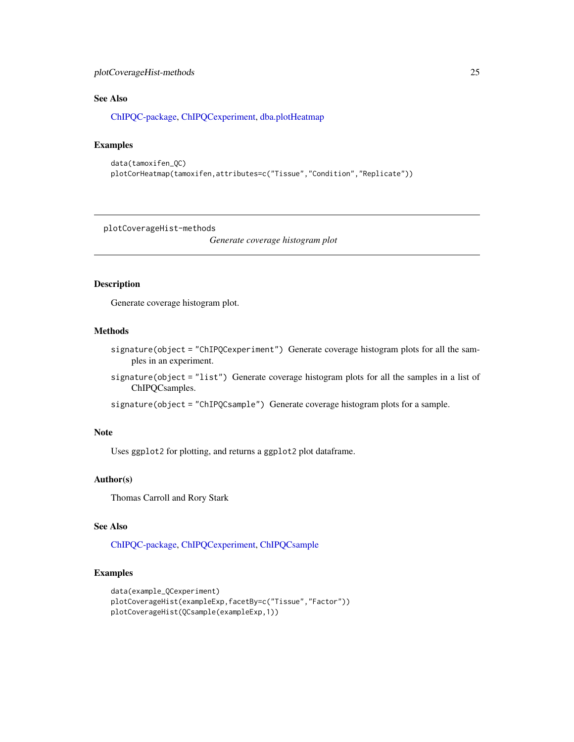## See Also

ChIPQC-package, ChIPQCexperiment, dba.plotHeatmap

## Examples

```
data(tamoxifen_QC)
plotCorHeatmap(tamoxifen,attributes=c("Tissue","Condition","Replicate"))
```

---

# plotCoverageHist-methods

*Generate coverage histogram plot*

---

## Description

Generate coverage histogram plot.

## Methods

`signature(object = "ChIPQCexperiment")` Generate coverage histogram plots for all the samples in an experiment.

`signature(object = "list")` Generate coverage histogram plots for all the samples in a list of ChIPQCsamples.

`signature(object = "ChIPQCsample")` Generate coverage histogram plots for a sample.

## Note

Uses `ggplot2` for plotting, and returns a `ggplot2` plot dataframe.

## Author(s)

Thomas Carroll and Rory Stark

## See Also

ChIPQC-package, ChIPQCexperiment, ChIPQCsample

## Examples

```
data(example_QCexperiment)
plotCoverageHist(exampleExp,facetBy=c("Tissue","Factor"))
plotCoverageHist(QCsample(exampleExp,1))
```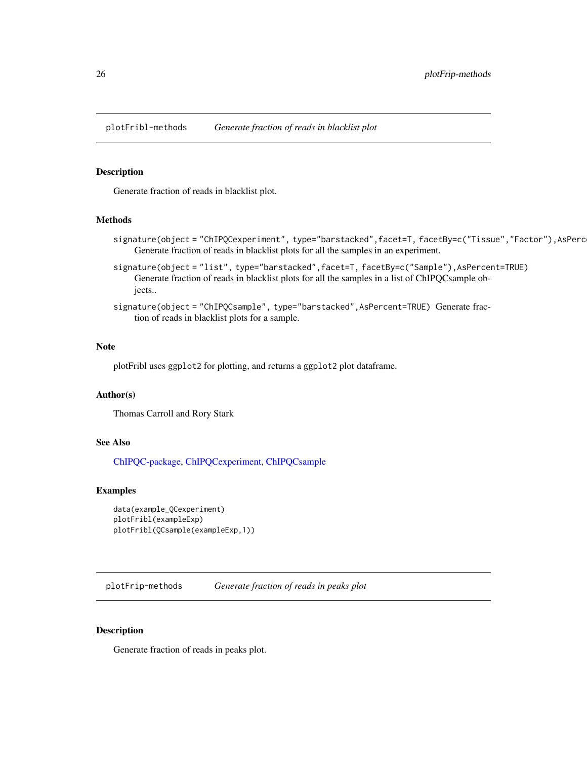## plotFribl-methods *Generate fraction of reads in blacklist plot*

### Description

Generate fraction of reads in blacklist plot.

### Methods

`signature(object = "ChIPQCexperiment", type="barstacked",facet=T, facetBy=c("Tissue","Factor"),AsPerc`
: Generate fraction of reads in blacklist plots for all the samples in an experiment.

`signature(object = "list", type="barstacked",facet=T, facetBy=c("Sample"),AsPercent=TRUE)`
: Generate fraction of reads in blacklist plots for all the samples in a list of ChIPQCsample objects..

`signature(object = "ChIPQCsample", type="barstacked",AsPercent=TRUE)`
: Generate fraction of reads in blacklist plots for a sample.

### Note

plotFribl uses `ggplot2` for plotting, and returns a `ggplot2` plot dataframe.

### Author(s)

Thomas Carroll and Rory Stark

### See Also

ChIPQC-package, ChIPQCexperiment, ChIPQCsample

### Examples

```
data(example_QCexperiment)
plotFribl(exampleExp)
plotFribl(QCsample(exampleExp,1))
```

## plotFrip-methods *Generate fraction of reads in peaks plot*

### Description

Generate fraction of reads in peaks plot.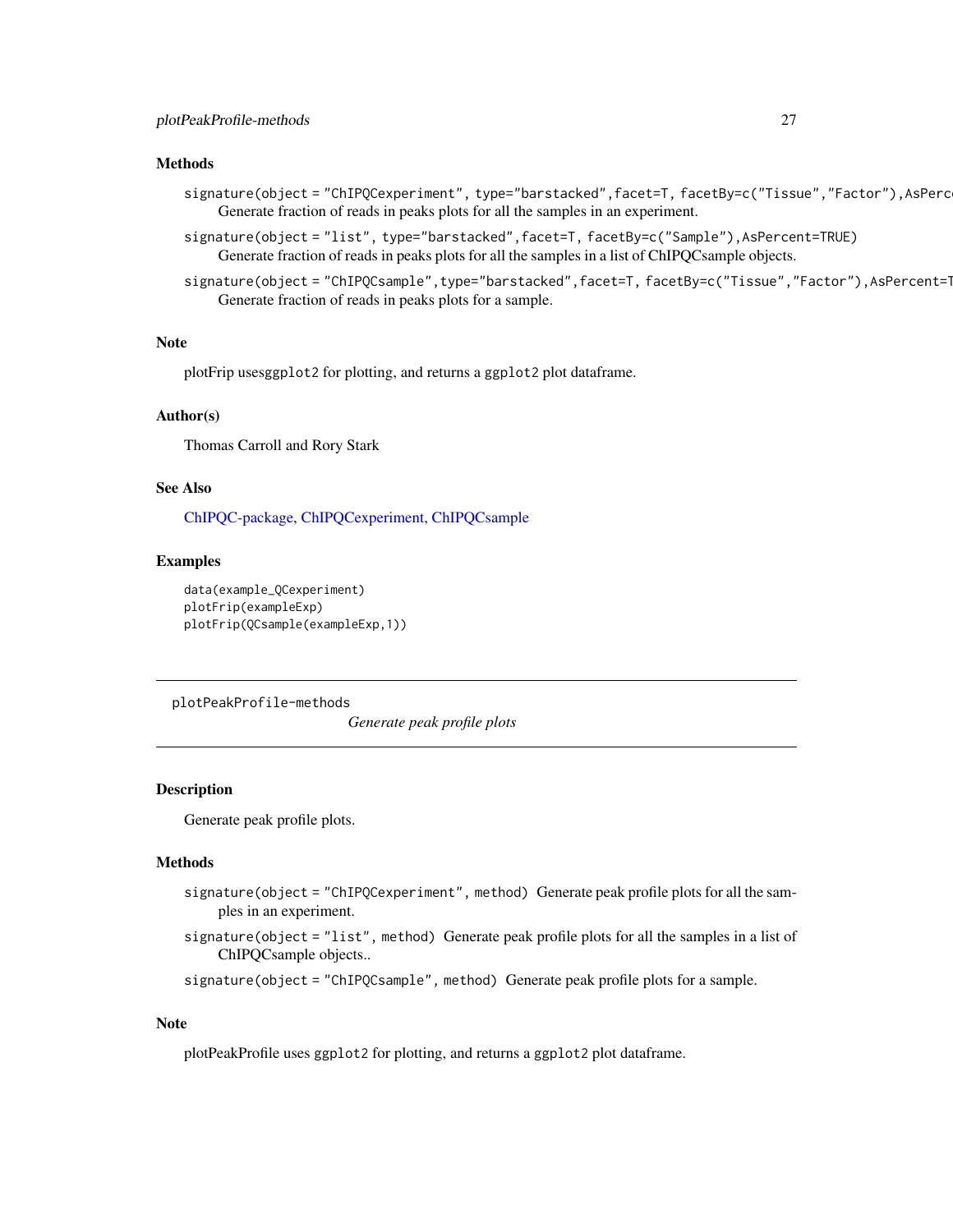### Methods

`signature(object = "ChIPQCexperiment", type="barstacked",facet=T, facetBy=c("Tissue","Factor"),AsPerc`
: Generate fraction of reads in peaks plots for all the samples in an experiment.

`signature(object = "list", type="barstacked",facet=T, facetBy=c("Sample"),AsPercent=TRUE)`
: Generate fraction of reads in peaks plots for all the samples in a list of ChIPQCsample objects.

`signature(object = "ChIPQCsample",type="barstacked",facet=T, facetBy=c("Tissue","Factor"),AsPercent=T`
: Generate fraction of reads in peaks plots for a sample.

### Note

plotFrip usesggplot2 for plotting, and returns a ggplot2 plot dataframe.

### Author(s)

Thomas Carroll and Rory Stark

### See Also

ChIPQC-package, ChIPQCexperiment, ChIPQCsample

### Examples

```
data(example_QCexperiment)
plotFrip(exampleExp)
plotFrip(QCsample(exampleExp,1))
```

---

## plotPeakProfile-methods    *Generate peak profile plots*

---

### Description

Generate peak profile plots.

### Methods

`signature(object = "ChIPQCexperiment", method)` Generate peak profile plots for all the samples in an experiment.

`signature(object = "list", method)` Generate peak profile plots for all the samples in a list of ChIPQCsample objects..

`signature(object = "ChIPQCsample", method)` Generate peak profile plots for a sample.

### Note

plotPeakProfile uses ggplot2 for plotting, and returns a ggplot2 plot dataframe.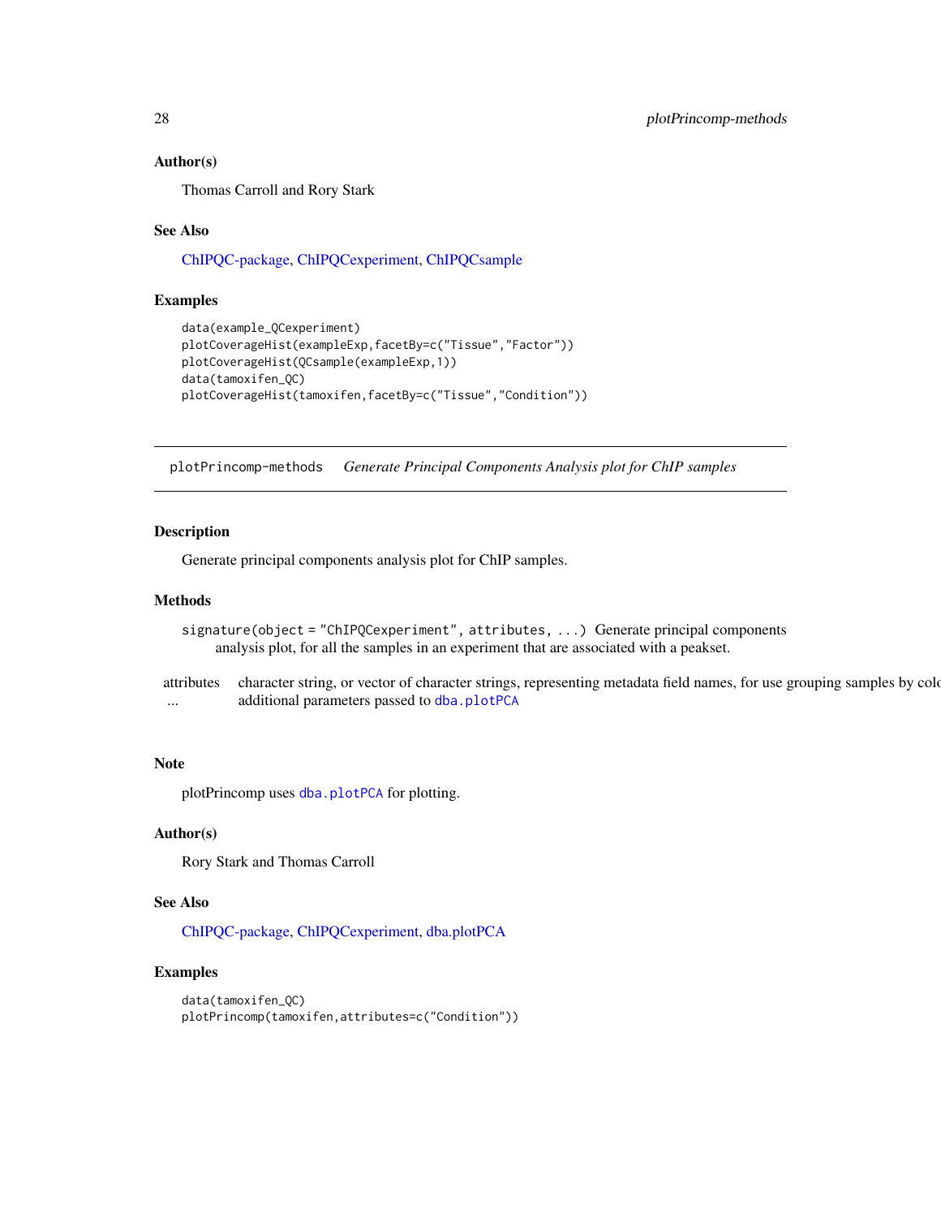### Author(s)

Thomas Carroll and Rory Stark

### See Also

ChIPQC-package, ChIPQCexperiment, ChIPQCsample

### Examples

```
data(example_QCexperiment)
plotCoverageHist(exampleExp,facetBy=c("Tissue","Factor"))
plotCoverageHist(QCsample(exampleExp,1))
data(tamoxifen_QC)
plotCoverageHist(tamoxifen,facetBy=c("Tissue","Condition"))
```

---

## plotPrincomp-methods    *Generate Principal Components Analysis plot for ChIP samples*

---

### Description

Generate principal components analysis plot for ChIP samples.

### Methods

`signature(object = "ChIPQCexperiment", attributes, ...)` Generate principal components analysis plot, for all the samples in an experiment that are associated with a peakset.

| | |
|---|---|
| attributes | character string, or vector of character strings, representing metadata field names, for use grouping samples by colo |
| ... | additional parameters passed to `dba.plotPCA` |

### Note

plotPrincomp uses `dba.plotPCA` for plotting.

### Author(s)

Rory Stark and Thomas Carroll

### See Also

ChIPQC-package, ChIPQCexperiment, dba.plotPCA

### Examples

```
data(tamoxifen_QC)
plotPrincomp(tamoxifen,attributes=c("Condition"))
```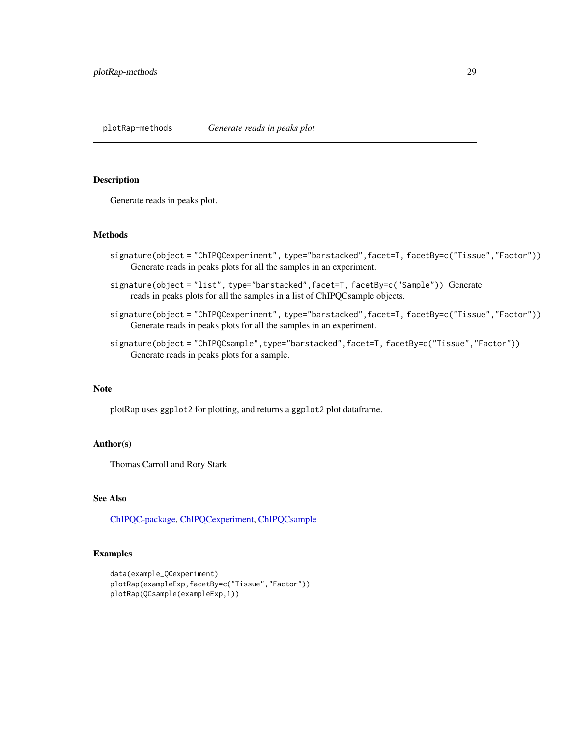# plotRap-methods *Generate reads in peaks plot*

## Description

Generate reads in peaks plot.

## Methods

`signature(object = "ChIPQCexperiment", type="barstacked",facet=T, facetBy=c("Tissue","Factor"))`
: Generate reads in peaks plots for all the samples in an experiment.

`signature(object = "list", type="barstacked",facet=T, facetBy=c("Sample"))`
: Generate reads in peaks plots for all the samples in a list of ChIPQCsample objects.

`signature(object = "ChIPQCexperiment", type="barstacked",facet=T, facetBy=c("Tissue","Factor"))`
: Generate reads in peaks plots for all the samples in an experiment.

`signature(object = "ChIPQCsample",type="barstacked",facet=T, facetBy=c("Tissue","Factor"))`
: Generate reads in peaks plots for a sample.

## Note

plotRap uses `ggplot2` for plotting, and returns a `ggplot2` plot dataframe.

## Author(s)

Thomas Carroll and Rory Stark

## See Also

ChIPQC-package, ChIPQCexperiment, ChIPQCsample

## Examples

```
data(example_QCexperiment)
plotRap(exampleExp,facetBy=c("Tissue","Factor"))
plotRap(QCsample(exampleExp,1))
```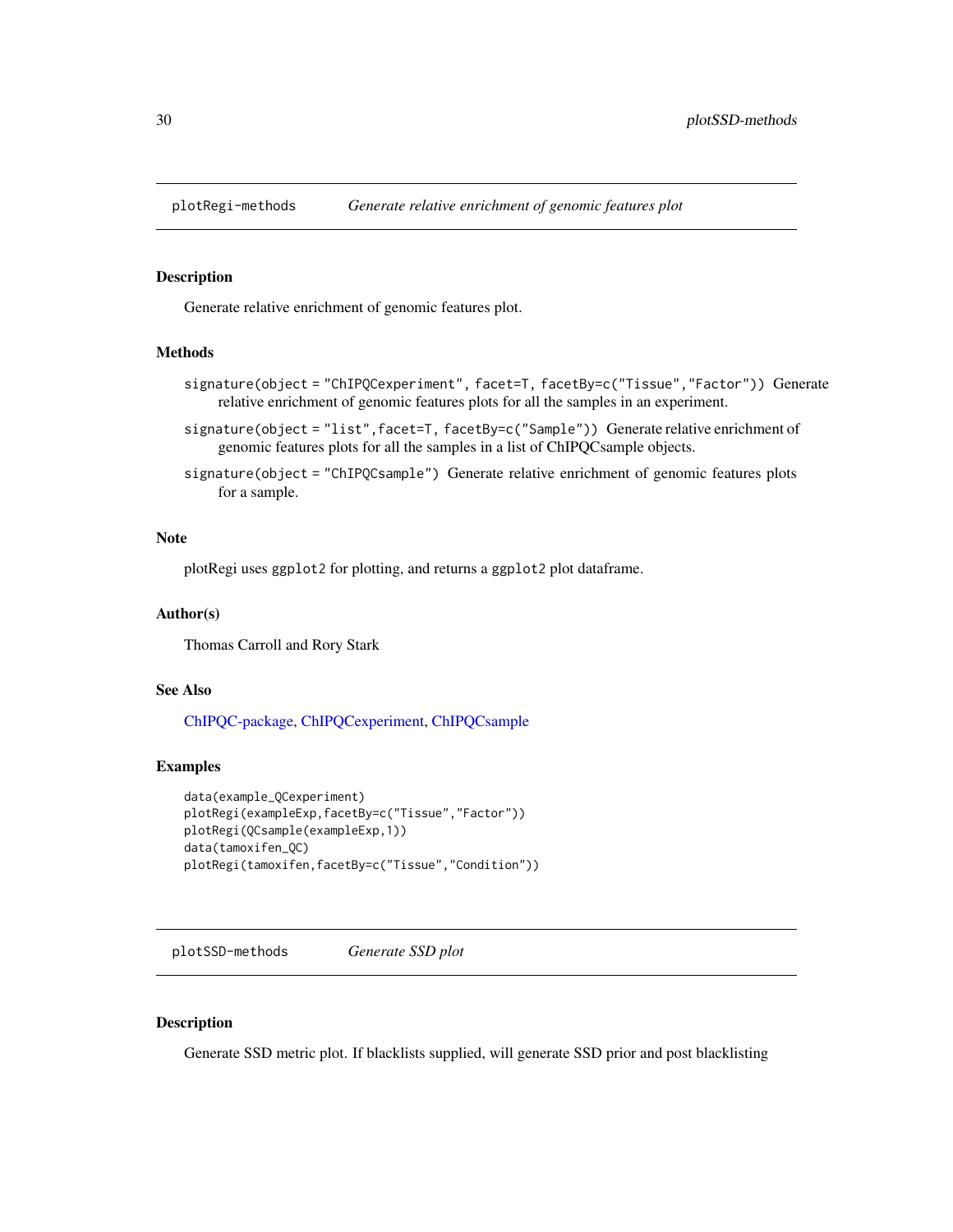## plotRegi-methods — *Generate relative enrichment of genomic features plot*

### Description

Generate relative enrichment of genomic features plot.

### Methods

`signature(object = "ChIPQCexperiment", facet=T, facetBy=c("Tissue","Factor"))` Generate relative enrichment of genomic features plots for all the samples in an experiment.

`signature(object = "list",facet=T, facetBy=c("Sample"))` Generate relative enrichment of genomic features plots for all the samples in a list of ChIPQCsample objects.

`signature(object = "ChIPQCsample")` Generate relative enrichment of genomic features plots for a sample.

### Note

plotRegi uses `ggplot2` for plotting, and returns a `ggplot2` plot dataframe.

### Author(s)

Thomas Carroll and Rory Stark

### See Also

ChIPQC-package, ChIPQCexperiment, ChIPQCsample

### Examples

```
data(example_QCexperiment)
plotRegi(exampleExp,facetBy=c("Tissue","Factor"))
plotRegi(QCsample(exampleExp,1))
data(tamoxifen_QC)
plotRegi(tamoxifen,facetBy=c("Tissue","Condition"))
```

## plotSSD-methods — *Generate SSD plot*

### Description

Generate SSD metric plot. If blacklists supplied, will generate SSD prior and post blacklisting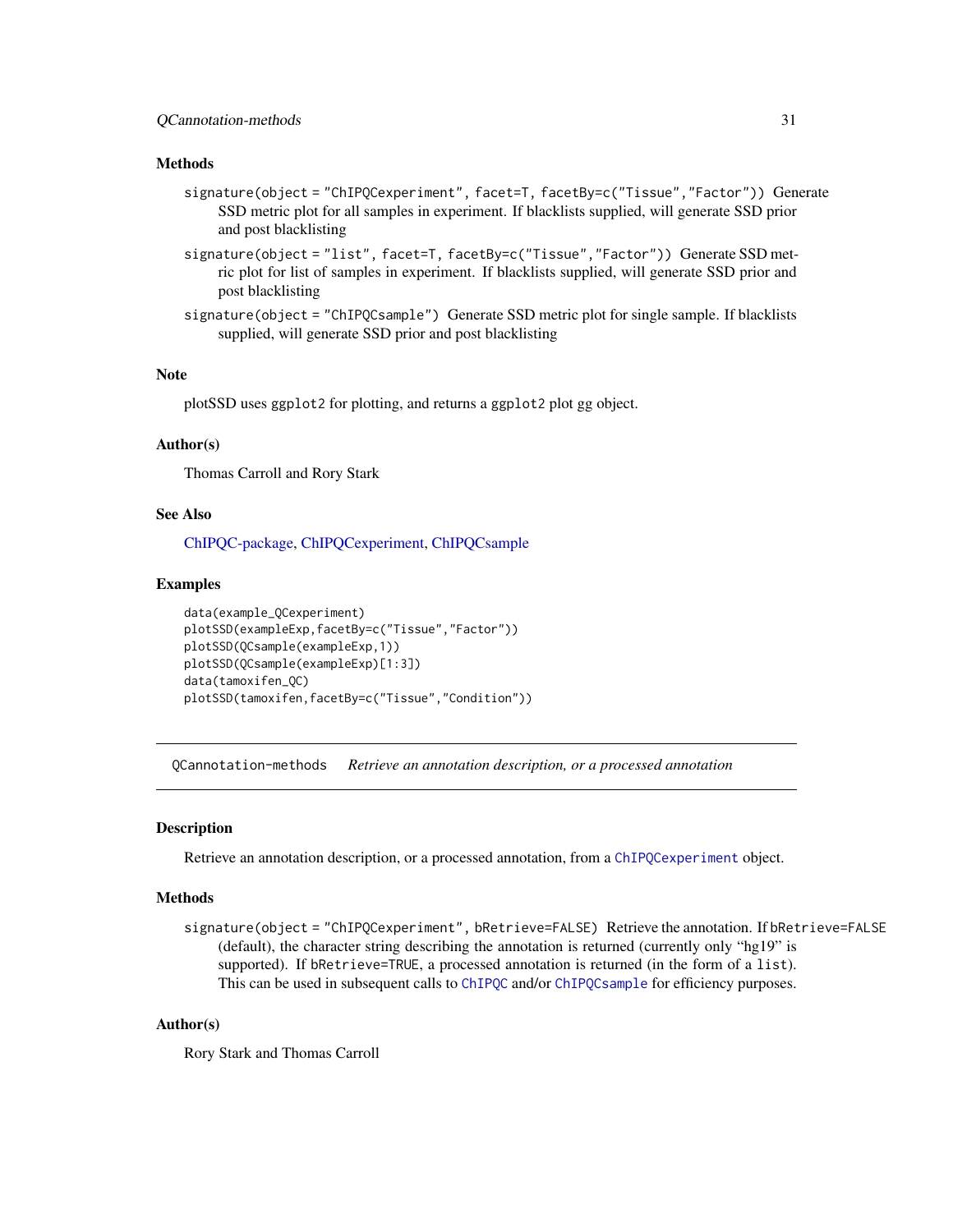### Methods

`signature(object = "ChIPQCexperiment", facet=T, facetBy=c("Tissue","Factor"))` Generate SSD metric plot for all samples in experiment. If blacklists supplied, will generate SSD prior and post blacklisting

`signature(object = "list", facet=T, facetBy=c("Tissue","Factor"))` Generate SSD metric plot for list of samples in experiment. If blacklists supplied, will generate SSD prior and post blacklisting

`signature(object = "ChIPQCsample")` Generate SSD metric plot for single sample. If blacklists supplied, will generate SSD prior and post blacklisting

### Note

plotSSD uses `ggplot2` for plotting, and returns a `ggplot2` plot gg object.

### Author(s)

Thomas Carroll and Rory Stark

### See Also

ChIPQC-package, ChIPQCexperiment, ChIPQCsample

### Examples

```
data(example_QCexperiment)
plotSSD(exampleExp,facetBy=c("Tissue","Factor"))
plotSSD(QCsample(exampleExp,1))
plotSSD(QCsample(exampleExp)[1:3])
data(tamoxifen_QC)
plotSSD(tamoxifen,facetBy=c("Tissue","Condition"))
```

---

## QCannotation-methods *Retrieve an annotation description, or a processed annotation*

### Description

Retrieve an annotation description, or a processed annotation, from a `ChIPQCexperiment` object.

### Methods

`signature(object = "ChIPQCexperiment", bRetrieve=FALSE)` Retrieve the annotation. If `bRetrieve=FALSE` (default), the character string describing the annotation is returned (currently only "hg19" is supported). If `bRetrieve=TRUE`, a processed annotation is returned (in the form of a `list`). This can be used in subsequent calls to `ChIPQC` and/or `ChIPQCsample` for efficiency purposes.

### Author(s)

Rory Stark and Thomas Carroll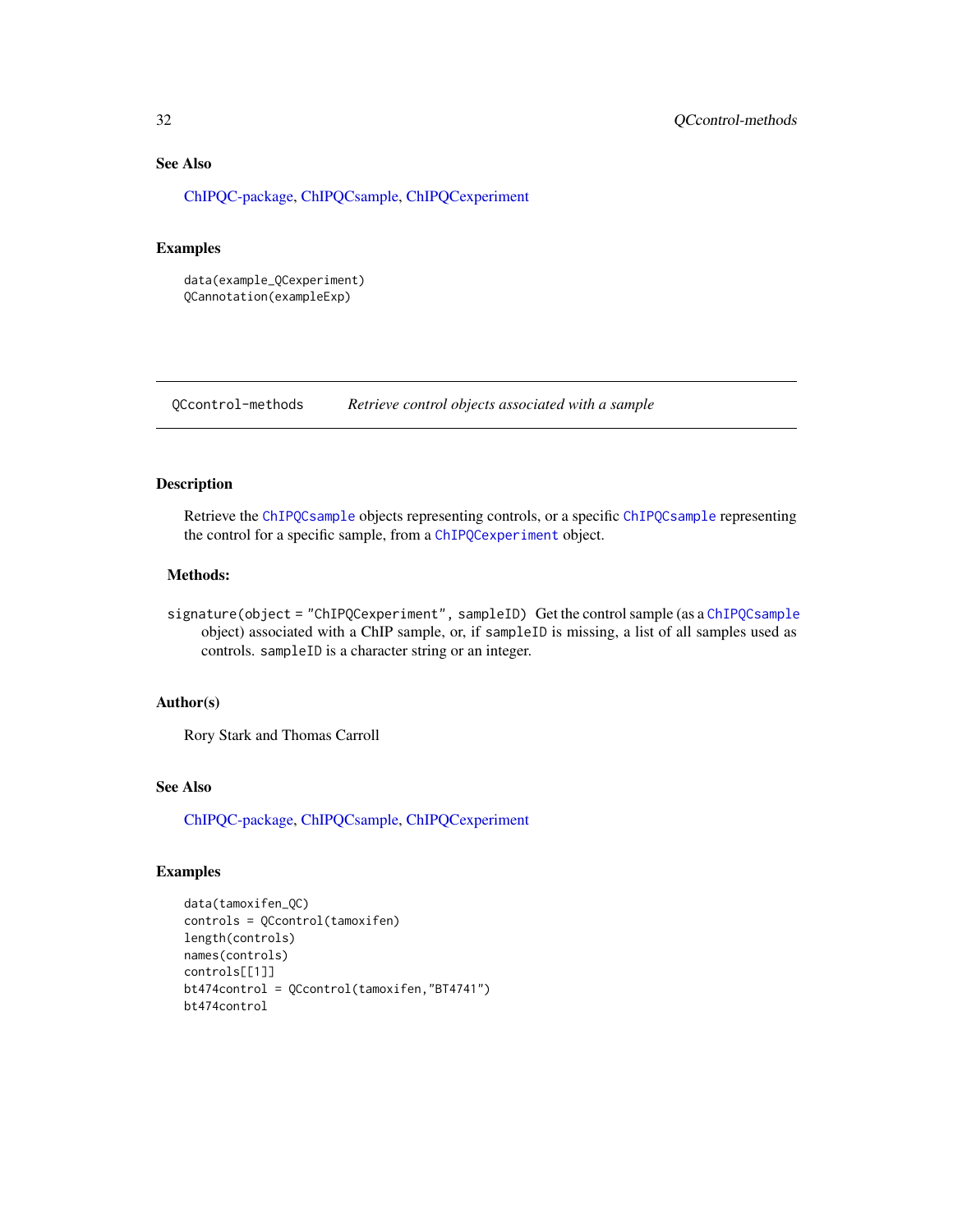### See Also

ChIPQC-package, ChIPQCsample, ChIPQCexperiment

### Examples

```
data(example_QCexperiment)
QCannotation(exampleExp)
```

---

## QCcontrol-methods    *Retrieve control objects associated with a sample*

---

### Description

Retrieve the `ChIPQCsample` objects representing controls, or a specific `ChIPQCsample` representing the control for a specific sample, from a `ChIPQCexperiment` object.

### Methods:

`signature(object = "ChIPQCexperiment", sampleID)` Get the control sample (as a `ChIPQCsample` object) associated with a ChIP sample, or, if `sampleID` is missing, a list of all samples used as controls. `sampleID` is a character string or an integer.

### Author(s)

Rory Stark and Thomas Carroll

### See Also

ChIPQC-package, ChIPQCsample, ChIPQCexperiment

### Examples

```
data(tamoxifen_QC)
controls = QCcontrol(tamoxifen)
length(controls)
names(controls)
controls[[1]]
bt474control = QCcontrol(tamoxifen,"BT4741")
bt474control
```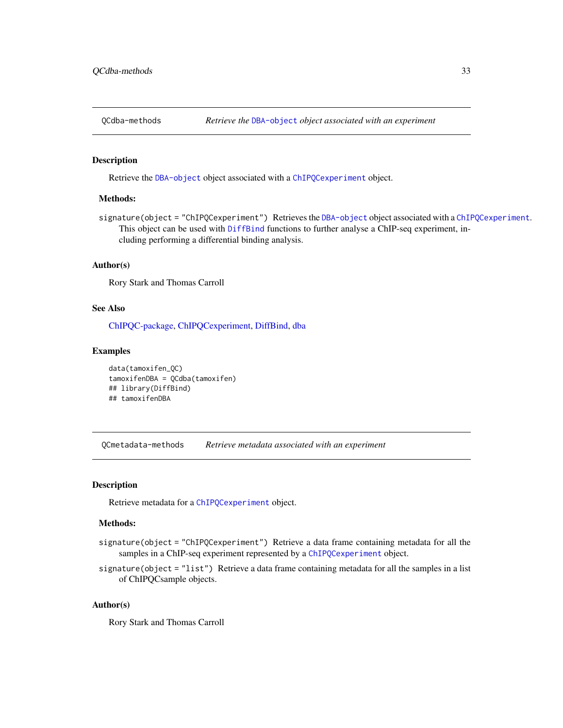## QCdba-methods — *Retrieve the DBA-object object associated with an experiment*

### Description

Retrieve the DBA-object object associated with a ChIPQCexperiment object.

### Methods:

`signature(object = "ChIPQCexperiment")` Retrieves the DBA-object object associated with a ChIPQCexperiment. This object can be used with DiffBind functions to further analyse a ChIP-seq experiment, including performing a differential binding analysis.

### Author(s)

Rory Stark and Thomas Carroll

### See Also

ChIPQC-package, ChIPQCexperiment, DiffBind, dba

### Examples

```
data(tamoxifen_QC)
tamoxifenDBA = QCdba(tamoxifen)
## library(DiffBind)
## tamoxifenDBA
```

## QCmetadata-methods — *Retrieve metadata associated with an experiment*

### Description

Retrieve metadata for a ChIPQCexperiment object.

### Methods:

`signature(object = "ChIPQCexperiment")` Retrieve a data frame containing metadata for all the samples in a ChIP-seq experiment represented by a ChIPQCexperiment object.

`signature(object = "list")` Retrieve a data frame containing metadata for all the samples in a list of ChIPQCsample objects.

### Author(s)

Rory Stark and Thomas Carroll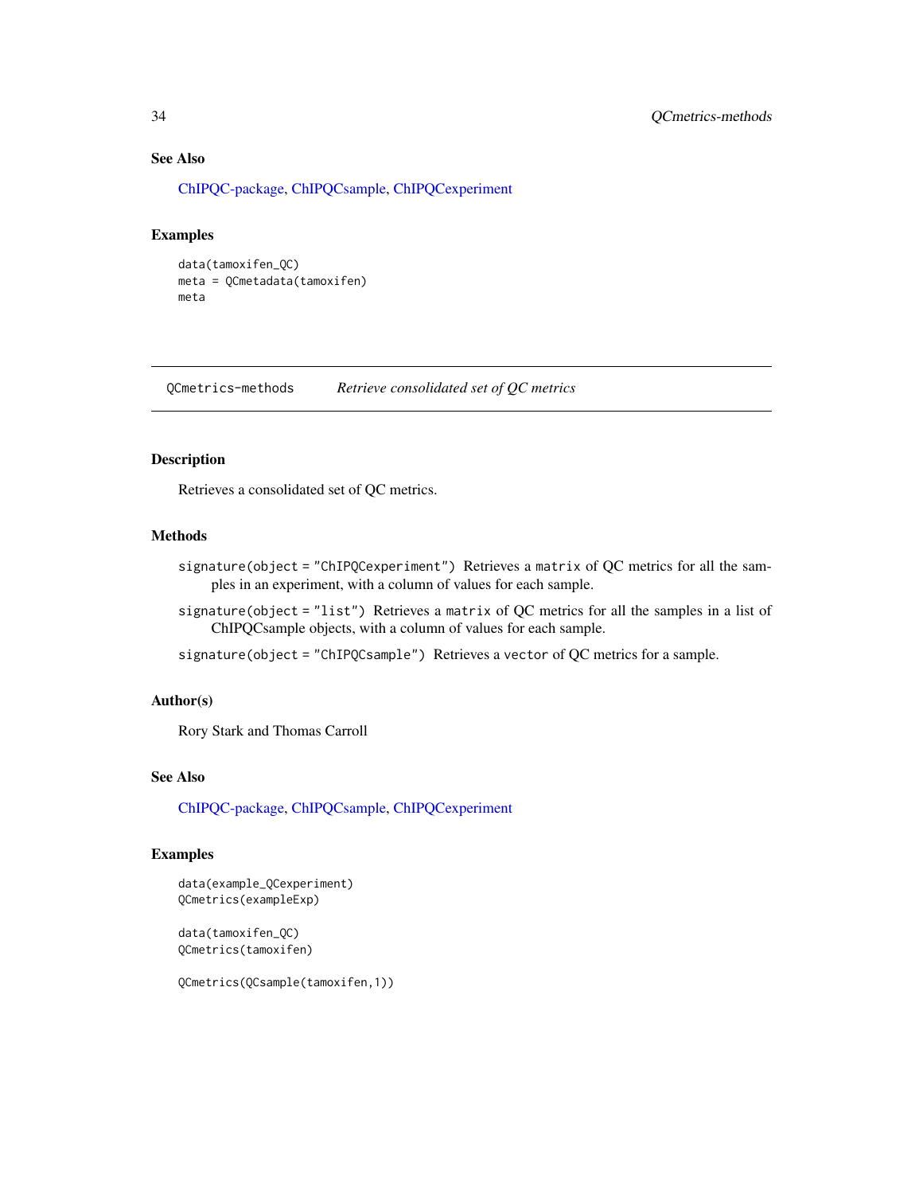### See Also

ChIPQC-package, ChIPQCsample, ChIPQCexperiment

### Examples

```
data(tamoxifen_QC)
meta = QCmetadata(tamoxifen)
meta
```

---

## QCmetrics-methods    *Retrieve consolidated set of QC metrics*

---

### Description

Retrieves a consolidated set of QC metrics.

### Methods

`signature(object = "ChIPQCexperiment")` Retrieves a `matrix` of QC metrics for all the samples in an experiment, with a column of values for each sample.

`signature(object = "list")` Retrieves a `matrix` of QC metrics for all the samples in a list of ChIPQCsample objects, with a column of values for each sample.

`signature(object = "ChIPQCsample")` Retrieves a `vector` of QC metrics for a sample.

### Author(s)

Rory Stark and Thomas Carroll

### See Also

ChIPQC-package, ChIPQCsample, ChIPQCexperiment

### Examples

```
data(example_QCexperiment)
QCmetrics(exampleExp)

data(tamoxifen_QC)
QCmetrics(tamoxifen)

QCmetrics(QCsample(tamoxifen,1))
```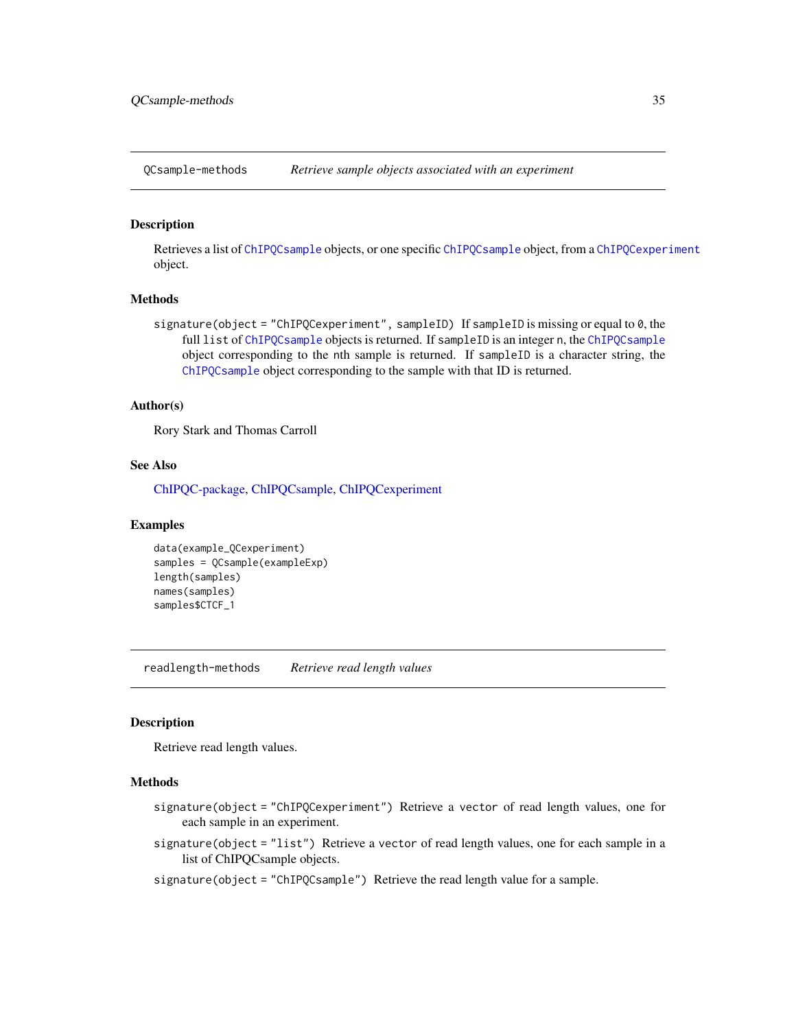## QCsample-methods — *Retrieve sample objects associated with an experiment*

### Description

Retrieves a list of ChIPQCsample objects, or one specific ChIPQCsample object, from a ChIPQCexperiment object.

### Methods

`signature(object = "ChIPQCexperiment", sampleID)` If `sampleID` is missing or equal to `0`, the full `list` of ChIPQCsample objects is returned. If `sampleID` is an integer `n`, the ChIPQCsample object corresponding to the `n`th sample is returned. If `sampleID` is a character string, the ChIPQCsample object corresponding to the sample with that ID is returned.

### Author(s)

Rory Stark and Thomas Carroll

### See Also

ChIPQC-package, ChIPQCsample, ChIPQCexperiment

### Examples

```
data(example_QCexperiment)
samples = QCsample(exampleExp)
length(samples)
names(samples)
samples$CTCF_1
```

## readlength-methods — *Retrieve read length values*

### Description

Retrieve read length values.

### Methods

`signature(object = "ChIPQCexperiment")` Retrieve a `vector` of read length values, one for each sample in an experiment.

`signature(object = "list")` Retrieve a `vector` of read length values, one for each sample in a list of ChIPQCsample objects.

`signature(object = "ChIPQCsample")` Retrieve the read length value for a sample.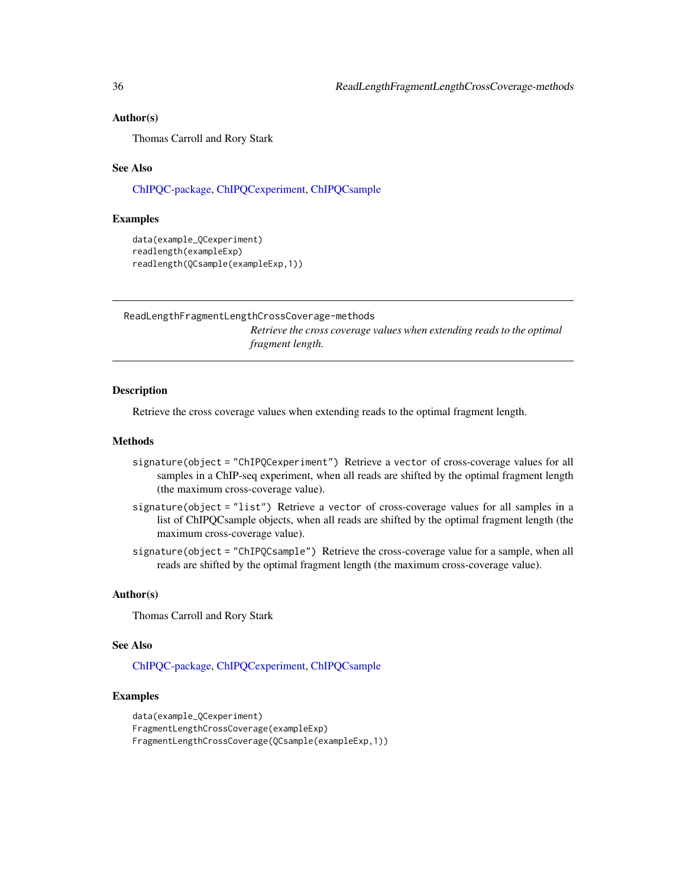### Author(s)

Thomas Carroll and Rory Stark

### See Also

ChIPQC-package, ChIPQCexperiment, ChIPQCsample

### Examples

```
data(example_QCexperiment)
readlength(exampleExp)
readlength(QCsample(exampleExp,1))
```

---

## ReadLengthFragmentLengthCrossCoverage-methods

*Retrieve the cross coverage values when extending reads to the optimal fragment length.*

---

### Description

Retrieve the cross coverage values when extending reads to the optimal fragment length.

### Methods

`signature(object = "ChIPQCexperiment")` Retrieve a `vector` of cross-coverage values for all samples in a ChIP-seq experiment, when all reads are shifted by the optimal fragment length (the maximum cross-coverage value).

`signature(object = "list")` Retrieve a `vector` of cross-coverage values for all samples in a list of ChIPQCsample objects, when all reads are shifted by the optimal fragment length (the maximum cross-coverage value).

`signature(object = "ChIPQCsample")` Retrieve the cross-coverage value for a sample, when all reads are shifted by the optimal fragment length (the maximum cross-coverage value).

### Author(s)

Thomas Carroll and Rory Stark

### See Also

ChIPQC-package, ChIPQCexperiment, ChIPQCsample

### Examples

```
data(example_QCexperiment)
FragmentLengthCrossCoverage(exampleExp)
FragmentLengthCrossCoverage(QCsample(exampleExp,1))
```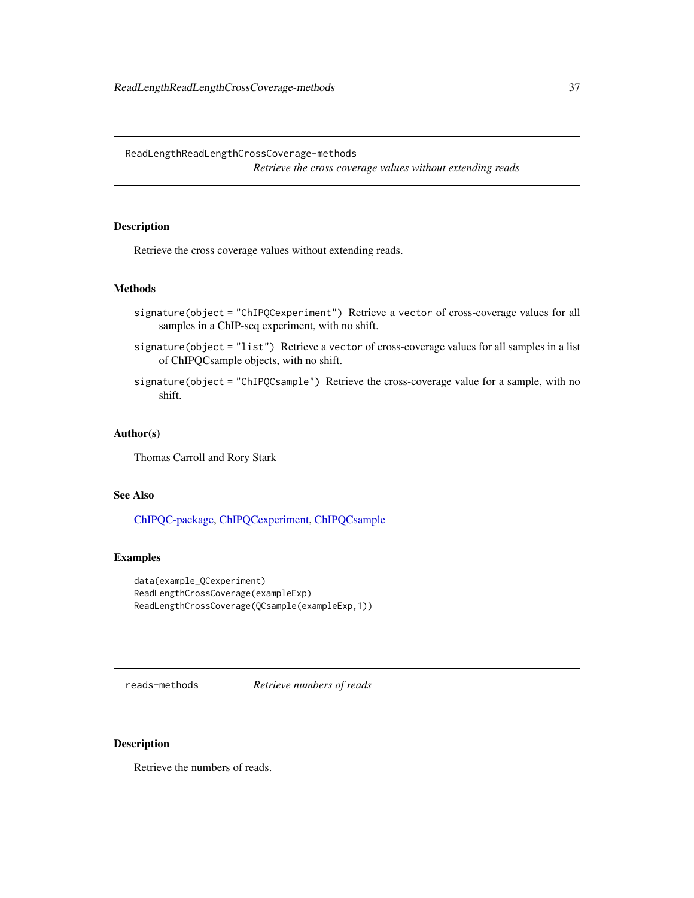## ReadLengthReadLengthCrossCoverage-methods

*Retrieve the cross coverage values without extending reads*

### Description

Retrieve the cross coverage values without extending reads.

### Methods

- `signature(object = "ChIPQCexperiment")` Retrieve a `vector` of cross-coverage values for all samples in a ChIP-seq experiment, with no shift.
- `signature(object = "list")` Retrieve a `vector` of cross-coverage values for all samples in a list of ChIPQCsample objects, with no shift.
- `signature(object = "ChIPQCsample")` Retrieve the cross-coverage value for a sample, with no shift.

### Author(s)

Thomas Carroll and Rory Stark

### See Also

ChIPQC-package, ChIPQCexperiment, ChIPQCsample

### Examples

```
data(example_QCexperiment)
ReadLengthCrossCoverage(exampleExp)
ReadLengthCrossCoverage(QCsample(exampleExp,1))
```

## reads-methods

*Retrieve numbers of reads*

### Description

Retrieve the numbers of reads.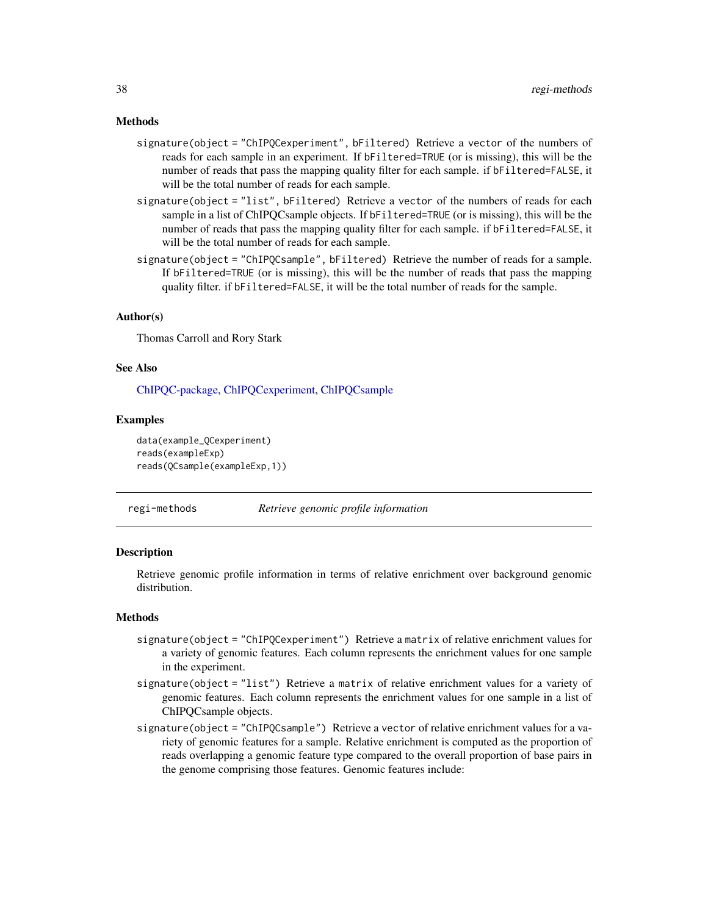### Methods

signature(object = "ChIPQCexperiment", bFiltered) Retrieve a vector of the numbers of reads for each sample in an experiment. If bFiltered=TRUE (or is missing), this will be the number of reads that pass the mapping quality filter for each sample. if bFiltered=FALSE, it will be the total number of reads for each sample.

signature(object = "list", bFiltered) Retrieve a vector of the numbers of reads for each sample in a list of ChIPQCsample objects. If bFiltered=TRUE (or is missing), this will be the number of reads that pass the mapping quality filter for each sample. if bFiltered=FALSE, it will be the total number of reads for each sample.

signature(object = "ChIPQCsample", bFiltered) Retrieve the number of reads for a sample. If bFiltered=TRUE (or is missing), this will be the number of reads that pass the mapping quality filter. if bFiltered=FALSE, it will be the total number of reads for the sample.

### Author(s)

Thomas Carroll and Rory Stark

### See Also

ChIPQC-package, ChIPQCexperiment, ChIPQCsample

### Examples

```
data(example_QCexperiment)
reads(exampleExp)
reads(QCsample(exampleExp,1))
```

---

## regi-methods *Retrieve genomic profile information*

### Description

Retrieve genomic profile information in terms of relative enrichment over background genomic distribution.

### Methods

signature(object = "ChIPQCexperiment") Retrieve a matrix of relative enrichment values for a variety of genomic features. Each column represents the enrichment values for one sample in the experiment.

signature(object = "list") Retrieve a matrix of relative enrichment values for a variety of genomic features. Each column represents the enrichment values for one sample in a list of ChIPQCsample objects.

signature(object = "ChIPQCsample") Retrieve a vector of relative enrichment values for a variety of genomic features for a sample. Relative enrichment is computed as the proportion of reads overlapping a genomic feature type compared to the overall proportion of base pairs in the genome comprising those features. Genomic features include: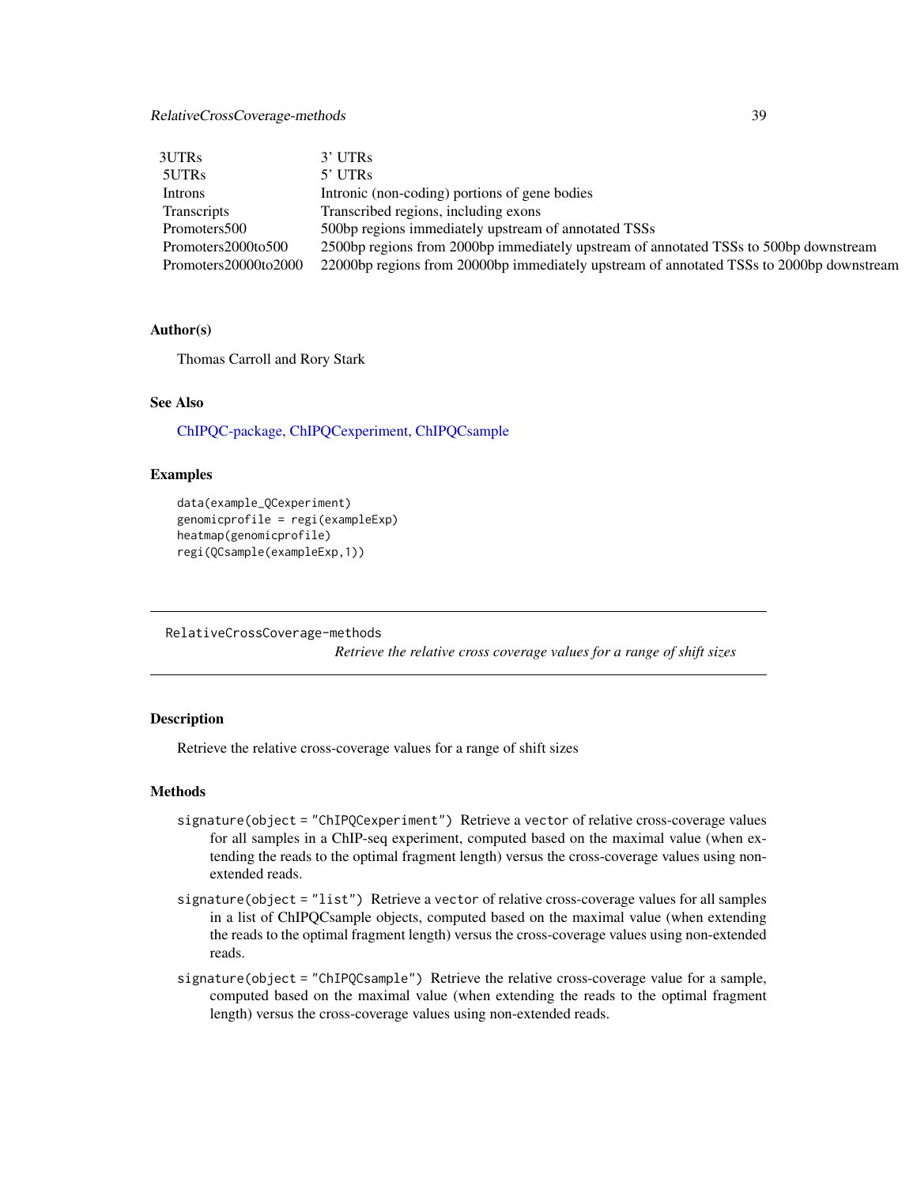| | |
|---|---|
| 3UTRs | 3' UTRs |
| 5UTRs | 5' UTRs |
| Introns | Intronic (non-coding) portions of gene bodies |
| Transcripts | Transcribed regions, including exons |
| Promoters500 | 500bp regions immediately upstream of annotated TSSs |
| Promoters2000to500 | 2500bp regions from 2000bp immediately upstream of annotated TSSs to 500bp downstream |
| Promoters20000to2000 | 22000bp regions from 20000bp immediately upstream of annotated TSSs to 2000bp downstream |

### Author(s)

Thomas Carroll and Rory Stark

### See Also

ChIPQC-package, ChIPQCexperiment, ChIPQCsample

### Examples

```
data(example_QCexperiment)
genomicprofile = regi(exampleExp)
heatmap(genomicprofile)
regi(QCsample(exampleExp,1))
```

---

## RelativeCrossCoverage-methods

*Retrieve the relative cross coverage values for a range of shift sizes*

### Description

Retrieve the relative cross-coverage values for a range of shift sizes

### Methods

- `signature(object = "ChIPQCexperiment")` Retrieve a `vector` of relative cross-coverage values for all samples in a ChIP-seq experiment, computed based on the maximal value (when extending the reads to the optimal fragment length) versus the cross-coverage values using non-extended reads.
- `signature(object = "list")` Retrieve a `vector` of relative cross-coverage values for all samples in a list of ChIPQCsample objects, computed based on the maximal value (when extending the reads to the optimal fragment length) versus the cross-coverage values using non-extended reads.
- `signature(object = "ChIPQCsample")` Retrieve the relative cross-coverage value for a sample, computed based on the maximal value (when extending the reads to the optimal fragment length) versus the cross-coverage values using non-extended reads.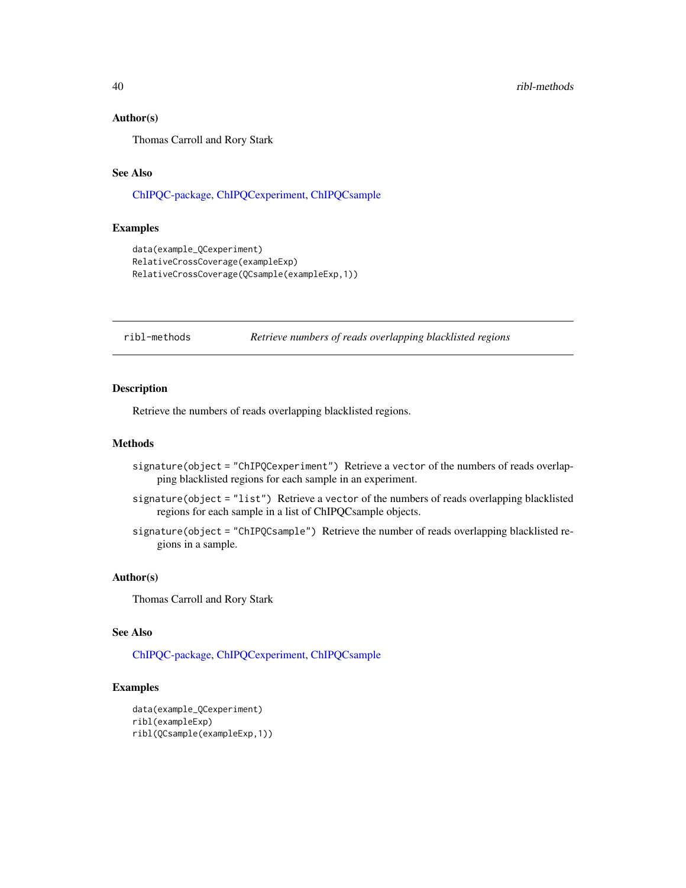### Author(s)

Thomas Carroll and Rory Stark

### See Also

ChIPQC-package, ChIPQCexperiment, ChIPQCsample

### Examples

```
data(example_QCexperiment)
RelativeCrossCoverage(exampleExp)
RelativeCrossCoverage(QCsample(exampleExp,1))
```

---

## ribl-methods *Retrieve numbers of reads overlapping blacklisted regions*

---

### Description

Retrieve the numbers of reads overlapping blacklisted regions.

### Methods

`signature(object = "ChIPQCexperiment")` Retrieve a `vector` of the numbers of reads overlapping blacklisted regions for each sample in an experiment.

`signature(object = "list")` Retrieve a `vector` of the numbers of reads overlapping blacklisted regions for each sample in a list of ChIPQCsample objects.

`signature(object = "ChIPQCsample")` Retrieve the number of reads overlapping blacklisted regions in a sample.

### Author(s)

Thomas Carroll and Rory Stark

### See Also

ChIPQC-package, ChIPQCexperiment, ChIPQCsample

### Examples

```
data(example_QCexperiment)
ribl(exampleExp)
ribl(QCsample(exampleExp,1))
```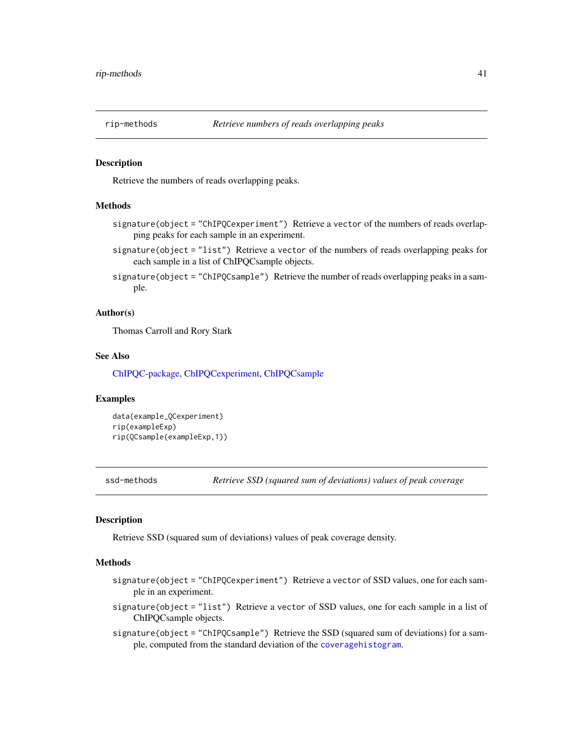## rip-methods — *Retrieve numbers of reads overlapping peaks*

### Description

Retrieve the numbers of reads overlapping peaks.

### Methods

`signature(object = "ChIPQCexperiment")` Retrieve a `vector` of the numbers of reads overlapping peaks for each sample in an experiment.

`signature(object = "list")` Retrieve a `vector` of the numbers of reads overlapping peaks for each sample in a list of ChIPQCsample objects.

`signature(object = "ChIPQCsample")` Retrieve the number of reads overlapping peaks in a sample.

### Author(s)

Thomas Carroll and Rory Stark

### See Also

ChIPQC-package, ChIPQCexperiment, ChIPQCsample

### Examples

```
data(example_QCexperiment)
rip(exampleExp)
rip(QCsample(exampleExp,1))
```

## ssd-methods — *Retrieve SSD (squared sum of deviations) values of peak coverage*

### Description

Retrieve SSD (squared sum of deviations) values of peak coverage density.

### Methods

`signature(object = "ChIPQCexperiment")` Retrieve a `vector` of SSD values, one for each sample in an experiment.

`signature(object = "list")` Retrieve a `vector` of SSD values, one for each sample in a list of ChIPQCsample objects.

`signature(object = "ChIPQCsample")` Retrieve the SSD (squared sum of deviations) for a sample, computed from the standard deviation of the `coveragehistogram`.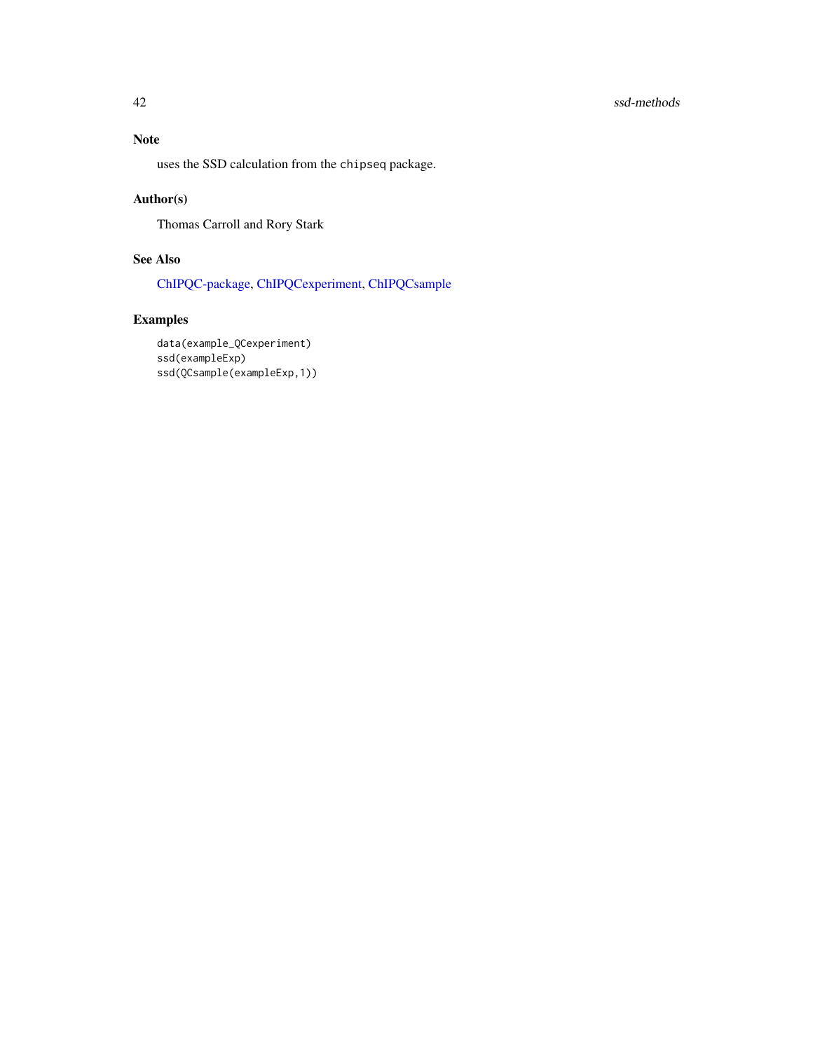## Note

uses the SSD calculation from the `chipseq` package.

## Author(s)

Thomas Carroll and Rory Stark

## See Also

ChIPQC-package, ChIPQCexperiment, ChIPQCsample

## Examples

```
data(example_QCexperiment)
ssd(exampleExp)
ssd(QCsample(exampleExp,1))
```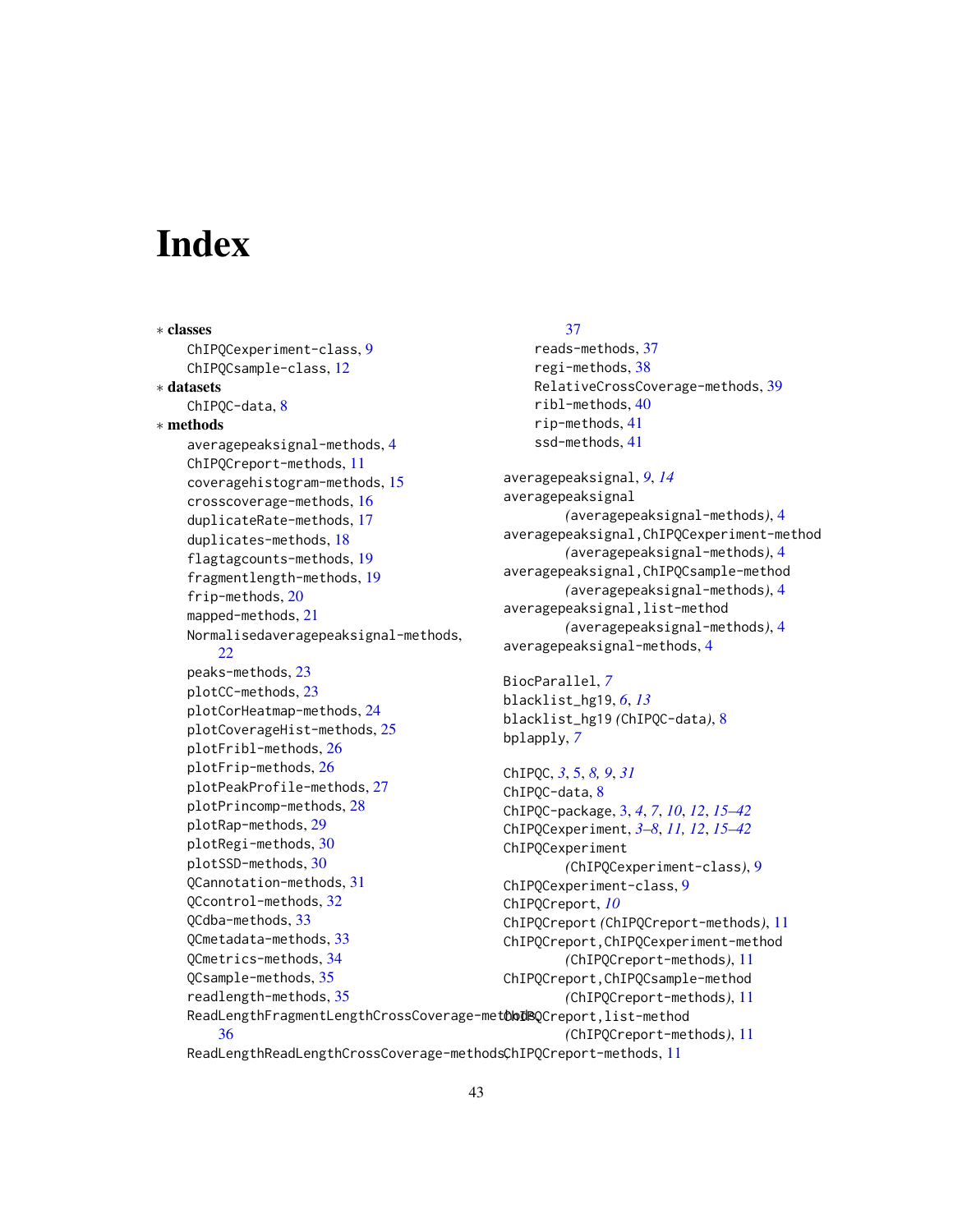# Index

∗ **classes**
- ChIPQCexperiment-class, 9
- ChIPQCsample-class, 12

∗ **datasets**
- ChIPQC-data, 8

∗ **methods**
- averagepeaksignal-methods, 4
- ChIPQCreport-methods, 11
- coveragehistogram-methods, 15
- crosscoverage-methods, 16
- duplicateRate-methods, 17
- duplicates-methods, 18
- flagtagcounts-methods, 19
- fragmentlength-methods, 19
- frip-methods, 20
- mapped-methods, 21
- Normalisedaveragepeaksignal-methods, 22
- peaks-methods, 23
- plotCC-methods, 23
- plotCorHeatmap-methods, 24
- plotCoverageHist-methods, 25
- plotFribl-methods, 26
- plotFrip-methods, 26
- plotPeakProfile-methods, 27
- plotPrincomp-methods, 28
- plotRap-methods, 29
- plotRegi-methods, 30
- plotSSD-methods, 30
- QCannotation-methods, 31
- QCcontrol-methods, 32
- QCdba-methods, 33
- QCmetadata-methods, 33
- QCmetrics-methods, 34
- QCsample-methods, 35
- readlength-methods, 35
- ReadLengthFragmentLengthCrossCoverage-methods, 36
- ReadLengthReadLengthCrossCoverage-methods, 37
- reads-methods, 37
- regi-methods, 38
- RelativeCrossCoverage-methods, 39
- ribl-methods, 40
- rip-methods, 41
- ssd-methods, 41

averagepeaksignal, *9*, *14*
averagepeaksignal (*averagepeaksignal-methods*), 4
averagepeaksignal,ChIPQCexperiment-method (*averagepeaksignal-methods*), 4
averagepeaksignal,ChIPQCsample-method (*averagepeaksignal-methods*), 4
averagepeaksignal,list-method (*averagepeaksignal-methods*), 4
averagepeaksignal-methods, 4

BiocParallel, *7*
blacklist_hg19, *6*, *13*
blacklist_hg19 (*ChIPQC-data*), 8
bplapply, *7*

ChIPQC, *3*, 5, *8, 9*, *31*
ChIPQC-data, 8
ChIPQC-package, 3, *4*, *7*, *10*, *12*, *15–42*
ChIPQCexperiment, *3–8*, *11, 12*, *15–42*
ChIPQCexperiment (*ChIPQCexperiment-class*), 9
ChIPQCexperiment-class, 9
ChIPQCreport, *10*
ChIPQCreport (*ChIPQCreport-methods*), 11
ChIPQCreport,ChIPQCexperiment-method (*ChIPQCreport-methods*), 11
ChIPQCreport,ChIPQCsample-method (*ChIPQCreport-methods*), 11
ChIPQCreport,list-method (*ChIPQCreport-methods*), 11
ChIPQCreport-methods, 11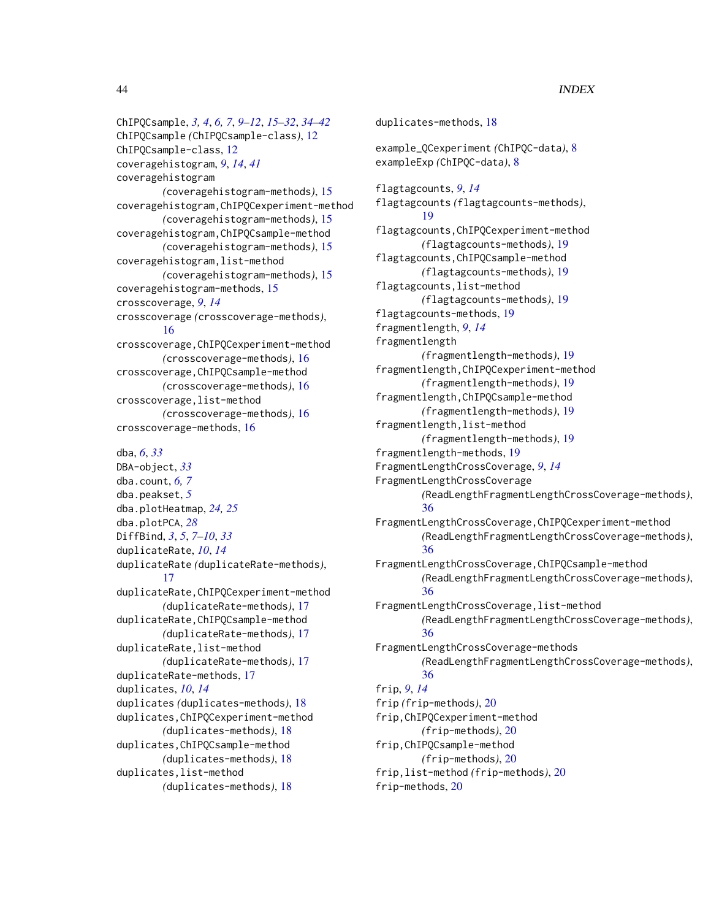ChIPQCsample, *3, 4*, *6, 7*, *9–12*, *15–32*, *34–42*
ChIPQCsample *(*ChIPQCsample-class*)*, 12
ChIPQCsample-class, 12
coveragehistogram, *9*, *14*, *41*
coveragehistogram
 *(*coveragehistogram-methods*)*, 15
coveragehistogram,ChIPQCexperiment-method
 *(*coveragehistogram-methods*)*, 15
coveragehistogram,ChIPQCsample-method
 *(*coveragehistogram-methods*)*, 15
coveragehistogram,list-method
 *(*coveragehistogram-methods*)*, 15
coveragehistogram-methods, 15
crosscoverage, *9*, *14*
crosscoverage *(*crosscoverage-methods*)*,
 16
crosscoverage,ChIPQCexperiment-method
 *(*crosscoverage-methods*)*, 16
crosscoverage,ChIPQCsample-method
 *(*crosscoverage-methods*)*, 16
crosscoverage,list-method
 *(*crosscoverage-methods*)*, 16
crosscoverage-methods, 16

dba, *6*, *33*
DBA-object, *33*
dba.count, *6, 7*
dba.peakset, *5*
dba.plotHeatmap, *24, 25*
dba.plotPCA, *28*
DiffBind, *3*, *5*, *7–10*, *33*
duplicateRate, *10*, *14*
duplicateRate *(*duplicateRate-methods*)*,
 17
duplicateRate,ChIPQCexperiment-method
 *(*duplicateRate-methods*)*, 17
duplicateRate,ChIPQCsample-method
 *(*duplicateRate-methods*)*, 17
duplicateRate,list-method
 *(*duplicateRate-methods*)*, 17
duplicateRate-methods, 17
duplicates, *10*, *14*
duplicates *(*duplicates-methods*)*, 18
duplicates,ChIPQCexperiment-method
 *(*duplicates-methods*)*, 18
duplicates,ChIPQCsample-method
 *(*duplicates-methods*)*, 18
duplicates,list-method
 *(*duplicates-methods*)*, 18
duplicates-methods, 18

example_QCexperiment *(*ChIPQC-data*)*, 8
exampleExp *(*ChIPQC-data*)*, 8

flagtagcounts, *9*, *14*
flagtagcounts *(*flagtagcounts-methods*)*,
 19
flagtagcounts,ChIPQCexperiment-method
 *(*flagtagcounts-methods*)*, 19
flagtagcounts,ChIPQCsample-method
 *(*flagtagcounts-methods*)*, 19
flagtagcounts,list-method
 *(*flagtagcounts-methods*)*, 19
flagtagcounts-methods, 19
fragmentlength, *9*, *14*
fragmentlength
 *(*fragmentlength-methods*)*, 19
fragmentlength,ChIPQCexperiment-method
 *(*fragmentlength-methods*)*, 19
fragmentlength,ChIPQCsample-method
 *(*fragmentlength-methods*)*, 19
fragmentlength,list-method
 *(*fragmentlength-methods*)*, 19
fragmentlength-methods, 19
FragmentLengthCrossCoverage, *9*, *14*
FragmentLengthCrossCoverage
 *(*ReadLengthFragmentLengthCrossCoverage-methods*)*,
 36
FragmentLengthCrossCoverage,ChIPQCexperiment-method
 *(*ReadLengthFragmentLengthCrossCoverage-methods*)*,
 36
FragmentLengthCrossCoverage,ChIPQCsample-method
 *(*ReadLengthFragmentLengthCrossCoverage-methods*)*,
 36
FragmentLengthCrossCoverage,list-method
 *(*ReadLengthFragmentLengthCrossCoverage-methods*)*,
 36
FragmentLengthCrossCoverage-methods
 *(*ReadLengthFragmentLengthCrossCoverage-methods*)*,
 36
frip, *9*, *14*
frip *(*frip-methods*)*, 20
frip,ChIPQCexperiment-method
 *(*frip-methods*)*, 20
frip,ChIPQCsample-method
 *(*frip-methods*)*, 20
frip,list-method *(*frip-methods*)*, 20
frip-methods, 20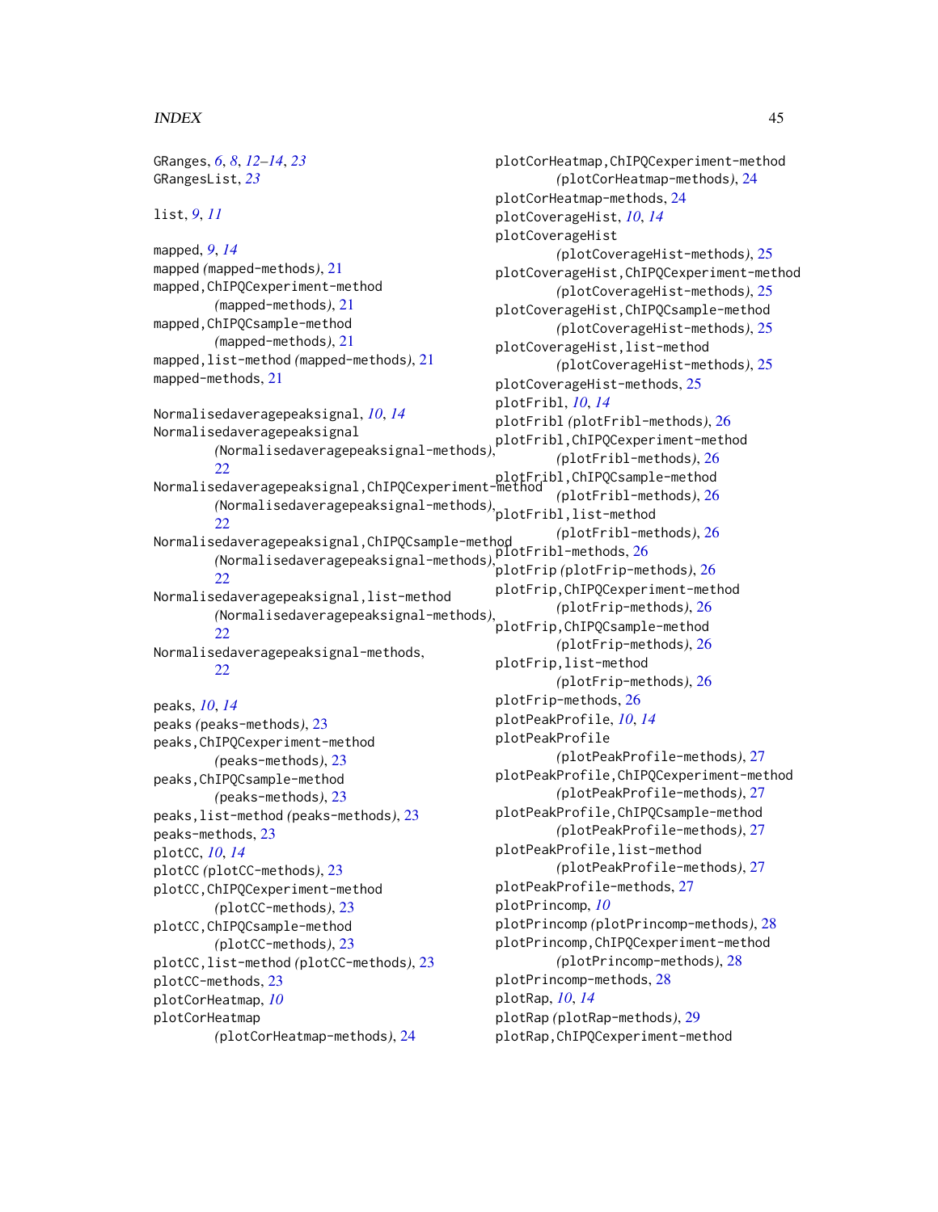GRanges, *6*, *8*, *12–14*, *23*
GRangesList, *23*

list, *9*, *11*

mapped, *9*, *14*
mapped *(mapped-methods)*, 21
mapped,ChIPQCexperiment-method *(mapped-methods)*, 21
mapped,ChIPQCsample-method *(mapped-methods)*, 21
mapped,list-method *(mapped-methods)*, 21
mapped-methods, 21

Normalisedaveragepeaksignal, *10*, *14*
Normalisedaveragepeaksignal *(Normalisedaveragepeaksignal-methods)*, 22
Normalisedaveragepeaksignal,ChIPQCexperiment-method *(Normalisedaveragepeaksignal-methods)*, 22
Normalisedaveragepeaksignal,ChIPQCsample-method *(Normalisedaveragepeaksignal-methods)*, 22
Normalisedaveragepeaksignal,list-method *(Normalisedaveragepeaksignal-methods)*, 22
Normalisedaveragepeaksignal-methods, 22

peaks, *10*, *14*
peaks *(peaks-methods)*, 23
peaks,ChIPQCexperiment-method *(peaks-methods)*, 23
peaks,ChIPQCsample-method *(peaks-methods)*, 23
peaks,list-method *(peaks-methods)*, 23
peaks-methods, 23
plotCC, *10*, *14*
plotCC *(plotCC-methods)*, 23
plotCC,ChIPQCexperiment-method *(plotCC-methods)*, 23
plotCC,ChIPQCsample-method *(plotCC-methods)*, 23
plotCC,list-method *(plotCC-methods)*, 23
plotCC-methods, 23
plotCorHeatmap, *10*
plotCorHeatmap *(plotCorHeatmap-methods)*, 24
plotCorHeatmap,ChIPQCexperiment-method *(plotCorHeatmap-methods)*, 24
plotCorHeatmap-methods, 24
plotCoverageHist, *10*, *14*
plotCoverageHist *(plotCoverageHist-methods)*, 25
plotCoverageHist,ChIPQCexperiment-method *(plotCoverageHist-methods)*, 25
plotCoverageHist,ChIPQCsample-method *(plotCoverageHist-methods)*, 25
plotCoverageHist,list-method *(plotCoverageHist-methods)*, 25
plotCoverageHist-methods, 25
plotFribl, *10*, *14*
plotFribl *(plotFribl-methods)*, 26
plotFribl,ChIPQCexperiment-method *(plotFribl-methods)*, 26
plotFribl,ChIPQCsample-method *(plotFribl-methods)*, 26
plotFribl,list-method *(plotFribl-methods)*, 26
plotFribl-methods, 26
plotFrip *(plotFrip-methods)*, 26
plotFrip,ChIPQCexperiment-method *(plotFrip-methods)*, 26
plotFrip,ChIPQCsample-method *(plotFrip-methods)*, 26
plotFrip,list-method *(plotFrip-methods)*, 26
plotFrip-methods, 26
plotPeakProfile, *10*, *14*
plotPeakProfile *(plotPeakProfile-methods)*, 27
plotPeakProfile,ChIPQCexperiment-method *(plotPeakProfile-methods)*, 27
plotPeakProfile,ChIPQCsample-method *(plotPeakProfile-methods)*, 27
plotPeakProfile,list-method *(plotPeakProfile-methods)*, 27
plotPeakProfile-methods, 27
plotPrincomp, *10*
plotPrincomp *(plotPrincomp-methods)*, 28
plotPrincomp,ChIPQCexperiment-method *(plotPrincomp-methods)*, 28
plotPrincomp-methods, 28
plotRap, *10*, *14*
plotRap *(plotRap-methods)*, 29
plotRap,ChIPQCexperiment-method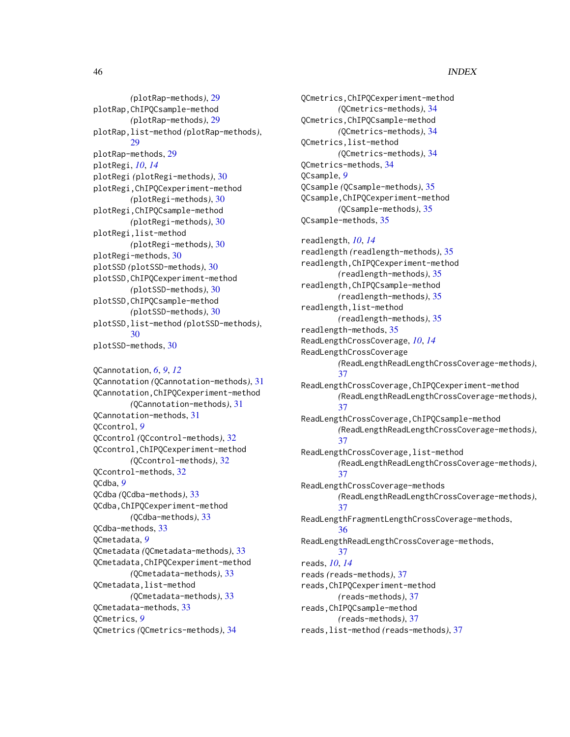(plotRap-methods), 29
plotRap,ChIPQCsample-method
(plotRap-methods), 29
plotRap,list-method (plotRap-methods), 29
plotRap-methods, 29
plotRegi, *10*, *14*
plotRegi (plotRegi-methods), 30
plotRegi,ChIPQCexperiment-method
(plotRegi-methods), 30
plotRegi,ChIPQCsample-method
(plotRegi-methods), 30
plotRegi,list-method
(plotRegi-methods), 30
plotRegi-methods, 30
plotSSD (plotSSD-methods), 30
plotSSD,ChIPQCexperiment-method
(plotSSD-methods), 30
plotSSD,ChIPQCsample-method
(plotSSD-methods), 30
plotSSD,list-method (plotSSD-methods), 30
plotSSD-methods, 30

QCannotation, *6*, *9*, *12*
QCannotation (QCannotation-methods), 31
QCannotation,ChIPQCexperiment-method
(QCannotation-methods), 31
QCannotation-methods, 31
QCcontrol, *9*
QCcontrol (QCcontrol-methods), 32
QCcontrol,ChIPQCexperiment-method
(QCcontrol-methods), 32
QCcontrol-methods, 32
QCdba, *9*
QCdba (QCdba-methods), 33
QCdba,ChIPQCexperiment-method
(QCdba-methods), 33
QCdba-methods, 33
QCmetadata, *9*
QCmetadata (QCmetadata-methods), 33
QCmetadata,ChIPQCexperiment-method
(QCmetadata-methods), 33
QCmetadata,list-method
(QCmetadata-methods), 33
QCmetadata-methods, 33
QCmetrics, *9*
QCmetrics (QCmetrics-methods), 34
QCmetrics,ChIPQCexperiment-method
(QCmetrics-methods), 34
QCmetrics,ChIPQCsample-method
(QCmetrics-methods), 34
QCmetrics,list-method
(QCmetrics-methods), 34
QCmetrics-methods, 34
QCsample, *9*
QCsample (QCsample-methods), 35
QCsample,ChIPQCexperiment-method
(QCsample-methods), 35
QCsample-methods, 35

readlength, *10*, *14*
readlength (readlength-methods), 35
readlength,ChIPQCexperiment-method
(readlength-methods), 35
readlength,ChIPQCsample-method
(readlength-methods), 35
readlength,list-method
(readlength-methods), 35
readlength-methods, 35
ReadLengthCrossCoverage, *10*, *14*
ReadLengthCrossCoverage
(ReadLengthReadLengthCrossCoverage-methods), 37
ReadLengthCrossCoverage,ChIPQCexperiment-method
(ReadLengthReadLengthCrossCoverage-methods), 37
ReadLengthCrossCoverage,ChIPQCsample-method
(ReadLengthReadLengthCrossCoverage-methods), 37
ReadLengthCrossCoverage,list-method
(ReadLengthReadLengthCrossCoverage-methods), 37
ReadLengthCrossCoverage-methods
(ReadLengthReadLengthCrossCoverage-methods), 37
ReadLengthFragmentLengthCrossCoverage-methods, 36
ReadLengthReadLengthCrossCoverage-methods, 37
reads, *10*, *14*
reads (reads-methods), 37
reads,ChIPQCexperiment-method
(reads-methods), 37
reads,ChIPQCsample-method
(reads-methods), 37
reads,list-method (reads-methods), 37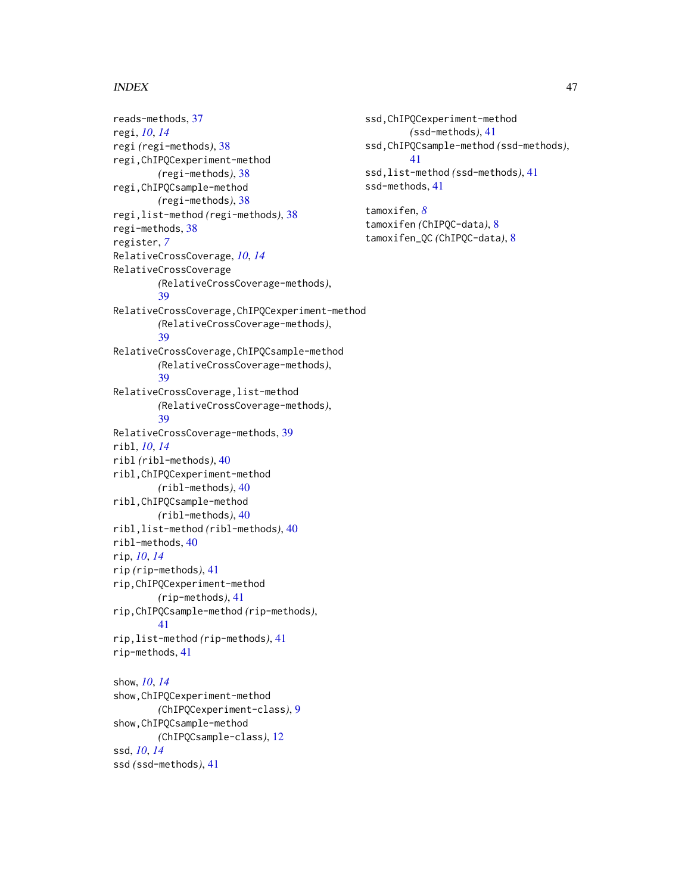reads-methods, 37
regi, *10*, *14*
regi *(*regi-methods*)*, 38
regi,ChIPQCexperiment-method *(*regi-methods*)*, 38
regi,ChIPQCsample-method *(*regi-methods*)*, 38
regi,list-method *(*regi-methods*)*, 38
regi-methods, 38
register, *7*
RelativeCrossCoverage, *10*, *14*
RelativeCrossCoverage *(*RelativeCrossCoverage-methods*)*, 39
RelativeCrossCoverage,ChIPQCexperiment-method *(*RelativeCrossCoverage-methods*)*, 39
RelativeCrossCoverage,ChIPQCsample-method *(*RelativeCrossCoverage-methods*)*, 39
RelativeCrossCoverage,list-method *(*RelativeCrossCoverage-methods*)*, 39
RelativeCrossCoverage-methods, 39
ribl, *10*, *14*
ribl *(*ribl-methods*)*, 40
ribl,ChIPQCexperiment-method *(*ribl-methods*)*, 40
ribl,ChIPQCsample-method *(*ribl-methods*)*, 40
ribl,list-method *(*ribl-methods*)*, 40
ribl-methods, 40
rip, *10*, *14*
rip *(*rip-methods*)*, 41
rip,ChIPQCexperiment-method *(*rip-methods*)*, 41
rip,ChIPQCsample-method *(*rip-methods*)*, 41
rip,list-method *(*rip-methods*)*, 41
rip-methods, 41

show, *10*, *14*
show,ChIPQCexperiment-method *(*ChIPQCexperiment-class*)*, 9
show,ChIPQCsample-method *(*ChIPQCsample-class*)*, 12
ssd, *10*, *14*
ssd *(*ssd-methods*)*, 41
ssd,ChIPQCexperiment-method *(*ssd-methods*)*, 41
ssd,ChIPQCsample-method *(*ssd-methods*)*, 41
ssd,list-method *(*ssd-methods*)*, 41
ssd-methods, 41

tamoxifen, *8*
tamoxifen *(*ChIPQC-data*)*, 8
tamoxifen_QC *(*ChIPQC-data*)*, 8